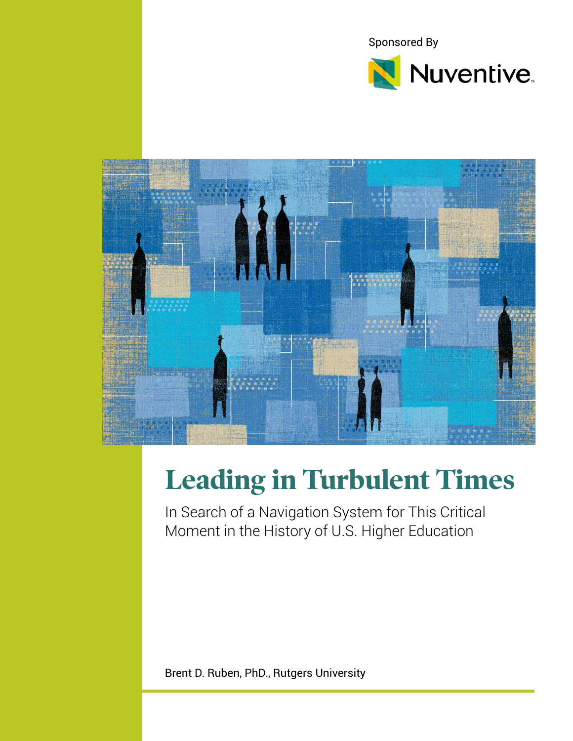Sponsored By

Nuventive

# Leading in Turbulent Times

In Search of a Navigation System for This Critical Moment in the History of U.S. Higher Education

Brent D. Ruben, PhD., Rutgers University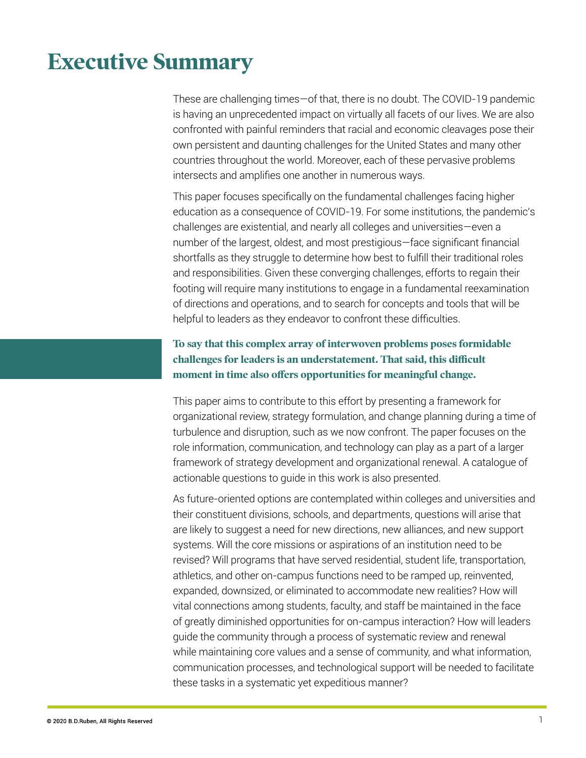# Executive Summary

These are challenging times—of that, there is no doubt. The COVID-19 pandemic is having an unprecedented impact on virtually all facets of our lives. We are also confronted with painful reminders that racial and economic cleavages pose their own persistent and daunting challenges for the United States and many other countries throughout the world. Moreover, each of these pervasive problems intersects and amplifies one another in numerous ways.

This paper focuses specifically on the fundamental challenges facing higher education as a consequence of COVID-19. For some institutions, the pandemic's challenges are existential, and nearly all colleges and universities—even a number of the largest, oldest, and most prestigious—face significant financial shortfalls as they struggle to determine how best to fulfill their traditional roles and responsibilities. Given these converging challenges, efforts to regain their footing will require many institutions to engage in a fundamental reexamination of directions and operations, and to search for concepts and tools that will be helpful to leaders as they endeavor to confront these difficulties.

**To say that this complex array of interwoven problems poses formidable challenges for leaders is an understatement. That said, this difficult moment in time also offers opportunities for meaningful change.**

This paper aims to contribute to this effort by presenting a framework for organizational review, strategy formulation, and change planning during a time of turbulence and disruption, such as we now confront. The paper focuses on the role information, communication, and technology can play as a part of a larger framework of strategy development and organizational renewal. A catalogue of actionable questions to guide in this work is also presented.

As future-oriented options are contemplated within colleges and universities and their constituent divisions, schools, and departments, questions will arise that are likely to suggest a need for new directions, new alliances, and new support systems. Will the core missions or aspirations of an institution need to be revised? Will programs that have served residential, student life, transportation, athletics, and other on-campus functions need to be ramped up, reinvented, expanded, downsized, or eliminated to accommodate new realities? How will vital connections among students, faculty, and staff be maintained in the face of greatly diminished opportunities for on-campus interaction? How will leaders guide the community through a process of systematic review and renewal while maintaining core values and a sense of community, and what information, communication processes, and technological support will be needed to facilitate these tasks in a systematic yet expeditious manner?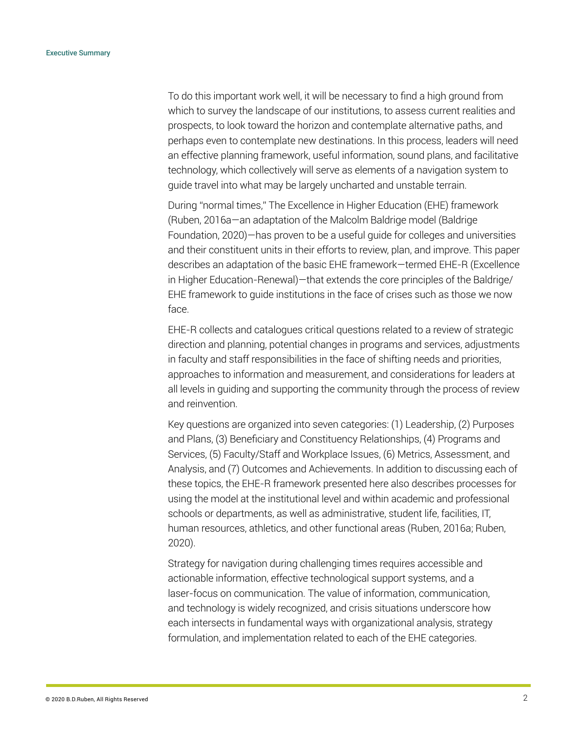To do this important work well, it will be necessary to find a high ground from which to survey the landscape of our institutions, to assess current realities and prospects, to look toward the horizon and contemplate alternative paths, and perhaps even to contemplate new destinations. In this process, leaders will need an effective planning framework, useful information, sound plans, and facilitative technology, which collectively will serve as elements of a navigation system to guide travel into what may be largely uncharted and unstable terrain.

During "normal times," The Excellence in Higher Education (EHE) framework (Ruben, 2016a—an adaptation of the Malcolm Baldrige model (Baldrige Foundation, 2020)—has proven to be a useful guide for colleges and universities and their constituent units in their efforts to review, plan, and improve. This paper describes an adaptation of the basic EHE framework—termed EHE-R (Excellence in Higher Education-Renewal)—that extends the core principles of the Baldrige/EHE framework to guide institutions in the face of crises such as those we now face.

EHE-R collects and catalogues critical questions related to a review of strategic direction and planning, potential changes in programs and services, adjustments in faculty and staff responsibilities in the face of shifting needs and priorities, approaches to information and measurement, and considerations for leaders at all levels in guiding and supporting the community through the process of review and reinvention.

Key questions are organized into seven categories: (1) Leadership, (2) Purposes and Plans, (3) Beneficiary and Constituency Relationships, (4) Programs and Services, (5) Faculty/Staff and Workplace Issues, (6) Metrics, Assessment, and Analysis, and (7) Outcomes and Achievements. In addition to discussing each of these topics, the EHE-R framework presented here also describes processes for using the model at the institutional level and within academic and professional schools or departments, as well as administrative, student life, facilities, IT, human resources, athletics, and other functional areas (Ruben, 2016a; Ruben, 2020).

Strategy for navigation during challenging times requires accessible and actionable information, effective technological support systems, and a laser-focus on communication. The value of information, communication, and technology is widely recognized, and crisis situations underscore how each intersects in fundamental ways with organizational analysis, strategy formulation, and implementation related to each of the EHE categories.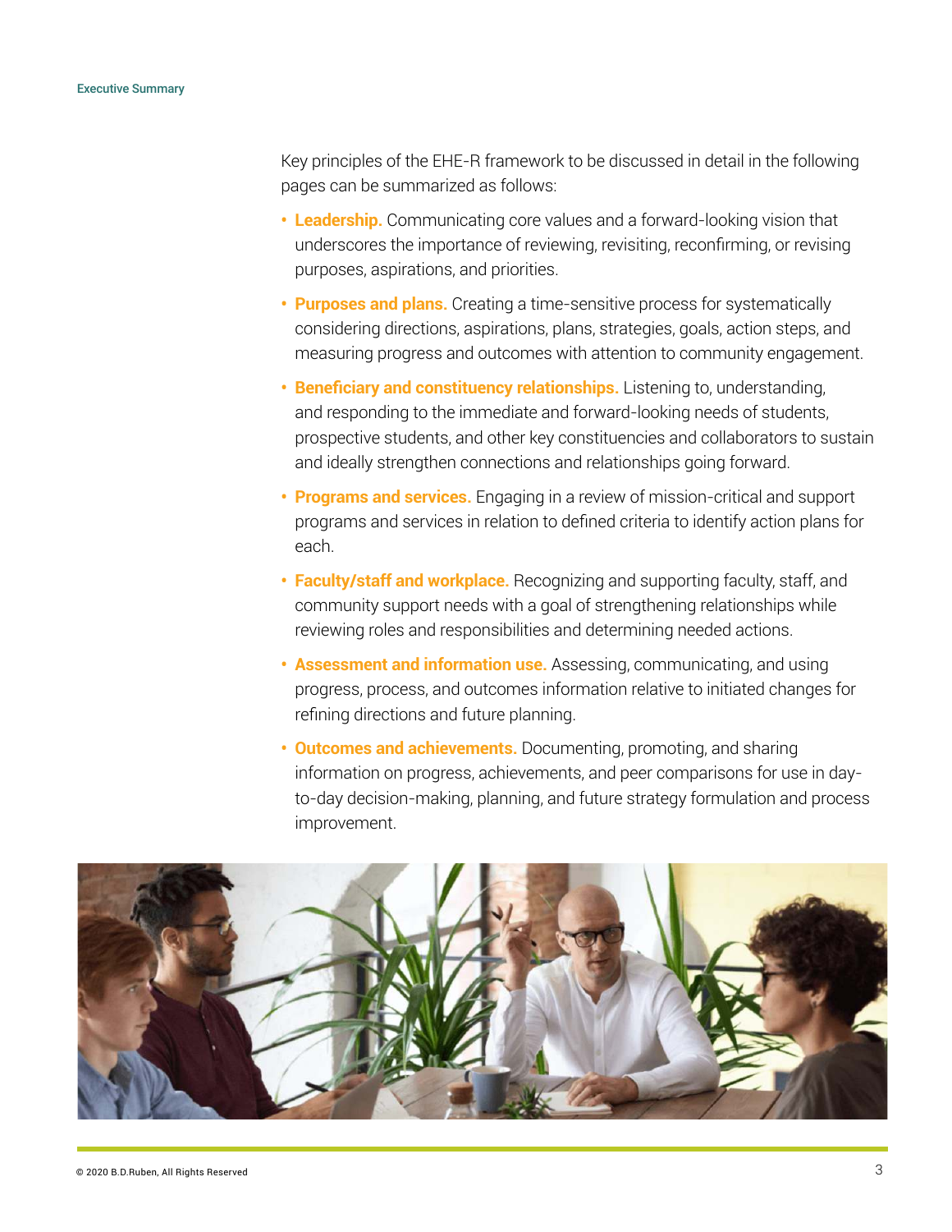Key principles of the EHE-R framework to be discussed in detail in the following pages can be summarized as follows:

- **Leadership.** Communicating core values and a forward-looking vision that underscores the importance of reviewing, revisiting, reconfirming, or revising purposes, aspirations, and priorities.
- **Purposes and plans.** Creating a time-sensitive process for systematically considering directions, aspirations, plans, strategies, goals, action steps, and measuring progress and outcomes with attention to community engagement.
- **Beneficiary and constituency relationships.** Listening to, understanding, and responding to the immediate and forward-looking needs of students, prospective students, and other key constituencies and collaborators to sustain and ideally strengthen connections and relationships going forward.
- **Programs and services.** Engaging in a review of mission-critical and support programs and services in relation to defined criteria to identify action plans for each.
- **Faculty/staff and workplace.** Recognizing and supporting faculty, staff, and community support needs with a goal of strengthening relationships while reviewing roles and responsibilities and determining needed actions.
- **Assessment and information use.** Assessing, communicating, and using progress, process, and outcomes information relative to initiated changes for refining directions and future planning.
- **Outcomes and achievements.** Documenting, promoting, and sharing information on progress, achievements, and peer comparisons for use in day-to-day decision-making, planning, and future strategy formulation and process improvement.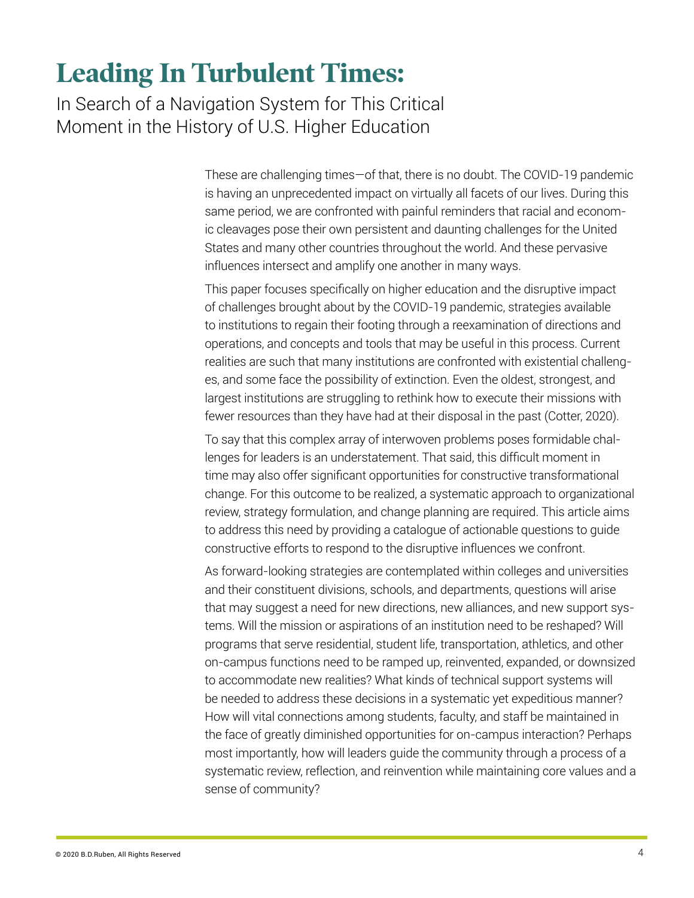# Leading In Turbulent Times:

In Search of a Navigation System for This Critical Moment in the History of U.S. Higher Education

These are challenging times—of that, there is no doubt. The COVID-19 pandemic is having an unprecedented impact on virtually all facets of our lives. During this same period, we are confronted with painful reminders that racial and economic cleavages pose their own persistent and daunting challenges for the United States and many other countries throughout the world. And these pervasive influences intersect and amplify one another in many ways.

This paper focuses specifically on higher education and the disruptive impact of challenges brought about by the COVID-19 pandemic, strategies available to institutions to regain their footing through a reexamination of directions and operations, and concepts and tools that may be useful in this process. Current realities are such that many institutions are confronted with existential challenges, and some face the possibility of extinction. Even the oldest, strongest, and largest institutions are struggling to rethink how to execute their missions with fewer resources than they have had at their disposal in the past (Cotter, 2020).

To say that this complex array of interwoven problems poses formidable challenges for leaders is an understatement. That said, this difficult moment in time may also offer significant opportunities for constructive transformational change. For this outcome to be realized, a systematic approach to organizational review, strategy formulation, and change planning are required. This article aims to address this need by providing a catalogue of actionable questions to guide constructive efforts to respond to the disruptive influences we confront.

As forward-looking strategies are contemplated within colleges and universities and their constituent divisions, schools, and departments, questions will arise that may suggest a need for new directions, new alliances, and new support systems. Will the mission or aspirations of an institution need to be reshaped? Will programs that serve residential, student life, transportation, athletics, and other on-campus functions need to be ramped up, reinvented, expanded, or downsized to accommodate new realities? What kinds of technical support systems will be needed to address these decisions in a systematic yet expeditious manner? How will vital connections among students, faculty, and staff be maintained in the face of greatly diminished opportunities for on-campus interaction? Perhaps most importantly, how will leaders guide the community through a process of a systematic review, reflection, and reinvention while maintaining core values and a sense of community?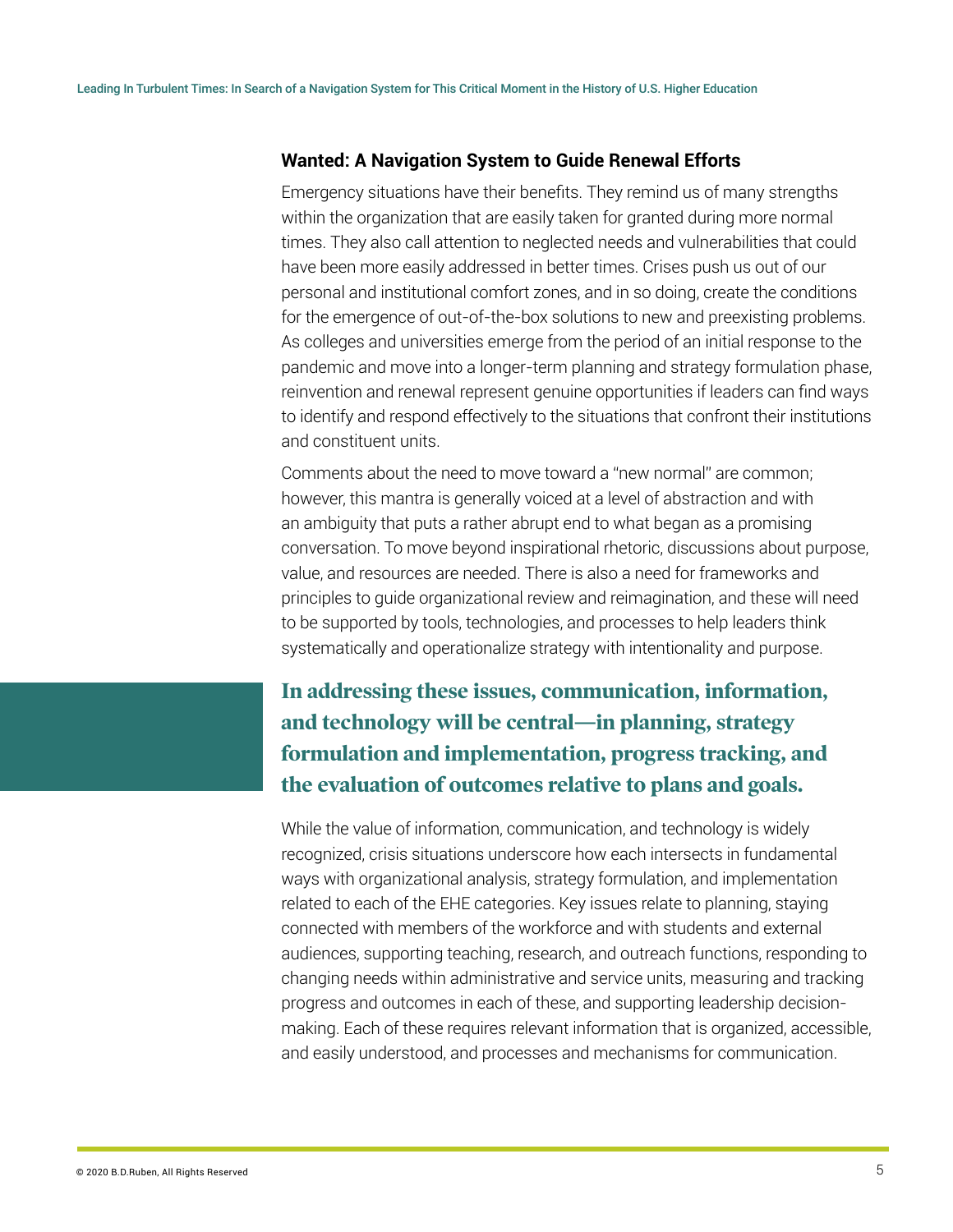## Wanted: A Navigation System to Guide Renewal Efforts

Emergency situations have their benefits. They remind us of many strengths within the organization that are easily taken for granted during more normal times. They also call attention to neglected needs and vulnerabilities that could have been more easily addressed in better times. Crises push us out of our personal and institutional comfort zones, and in so doing, create the conditions for the emergence of out-of-the-box solutions to new and preexisting problems. As colleges and universities emerge from the period of an initial response to the pandemic and move into a longer-term planning and strategy formulation phase, reinvention and renewal represent genuine opportunities if leaders can find ways to identify and respond effectively to the situations that confront their institutions and constituent units.

Comments about the need to move toward a "new normal" are common; however, this mantra is generally voiced at a level of abstraction and with an ambiguity that puts a rather abrupt end to what began as a promising conversation. To move beyond inspirational rhetoric, discussions about purpose, value, and resources are needed. There is also a need for frameworks and principles to guide organizational review and reimagination, and these will need to be supported by tools, technologies, and processes to help leaders think systematically and operationalize strategy with intentionality and purpose.

**In addressing these issues, communication, information, and technology will be central—in planning, strategy formulation and implementation, progress tracking, and the evaluation of outcomes relative to plans and goals.**

While the value of information, communication, and technology is widely recognized, crisis situations underscore how each intersects in fundamental ways with organizational analysis, strategy formulation, and implementation related to each of the EHE categories. Key issues relate to planning, staying connected with members of the workforce and with students and external audiences, supporting teaching, research, and outreach functions, responding to changing needs within administrative and service units, measuring and tracking progress and outcomes in each of these, and supporting leadership decision-making. Each of these requires relevant information that is organized, accessible, and easily understood, and processes and mechanisms for communication.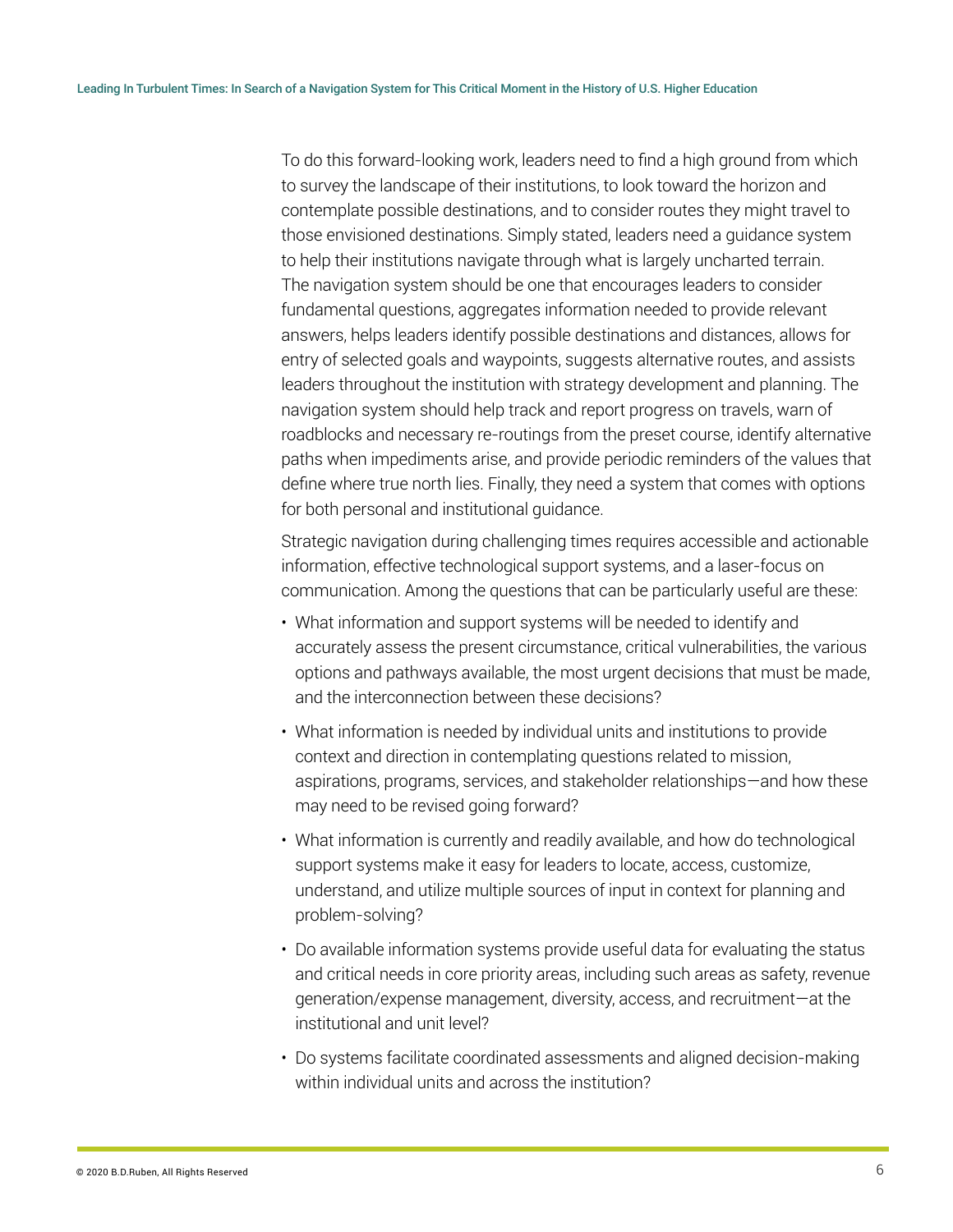To do this forward-looking work, leaders need to find a high ground from which to survey the landscape of their institutions, to look toward the horizon and contemplate possible destinations, and to consider routes they might travel to those envisioned destinations. Simply stated, leaders need a guidance system to help their institutions navigate through what is largely uncharted terrain. The navigation system should be one that encourages leaders to consider fundamental questions, aggregates information needed to provide relevant answers, helps leaders identify possible destinations and distances, allows for entry of selected goals and waypoints, suggests alternative routes, and assists leaders throughout the institution with strategy development and planning. The navigation system should help track and report progress on travels, warn of roadblocks and necessary re-routings from the preset course, identify alternative paths when impediments arise, and provide periodic reminders of the values that define where true north lies. Finally, they need a system that comes with options for both personal and institutional guidance.

Strategic navigation during challenging times requires accessible and actionable information, effective technological support systems, and a laser-focus on communication. Among the questions that can be particularly useful are these:

- What information and support systems will be needed to identify and accurately assess the present circumstance, critical vulnerabilities, the various options and pathways available, the most urgent decisions that must be made, and the interconnection between these decisions?
- What information is needed by individual units and institutions to provide context and direction in contemplating questions related to mission, aspirations, programs, services, and stakeholder relationships—and how these may need to be revised going forward?
- What information is currently and readily available, and how do technological support systems make it easy for leaders to locate, access, customize, understand, and utilize multiple sources of input in context for planning and problem-solving?
- Do available information systems provide useful data for evaluating the status and critical needs in core priority areas, including such areas as safety, revenue generation/expense management, diversity, access, and recruitment—at the institutional and unit level?
- Do systems facilitate coordinated assessments and aligned decision-making within individual units and across the institution?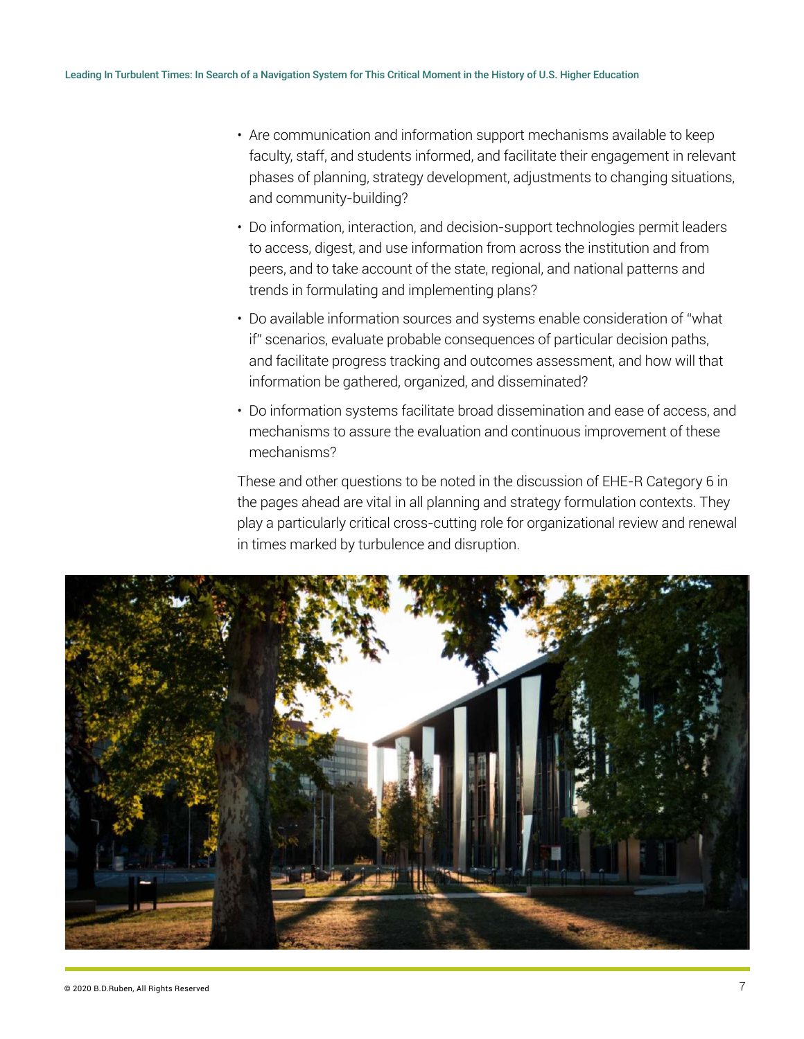- Are communication and information support mechanisms available to keep faculty, staff, and students informed, and facilitate their engagement in relevant phases of planning, strategy development, adjustments to changing situations, and community-building?
- Do information, interaction, and decision-support technologies permit leaders to access, digest, and use information from across the institution and from peers, and to take account of the state, regional, and national patterns and trends in formulating and implementing plans?
- Do available information sources and systems enable consideration of "what if" scenarios, evaluate probable consequences of particular decision paths, and facilitate progress tracking and outcomes assessment, and how will that information be gathered, organized, and disseminated?
- Do information systems facilitate broad dissemination and ease of access, and mechanisms to assure the evaluation and continuous improvement of these mechanisms?

These and other questions to be noted in the discussion of EHE-R Category 6 in the pages ahead are vital in all planning and strategy formulation contexts. They play a particularly critical cross-cutting role for organizational review and renewal in times marked by turbulence and disruption.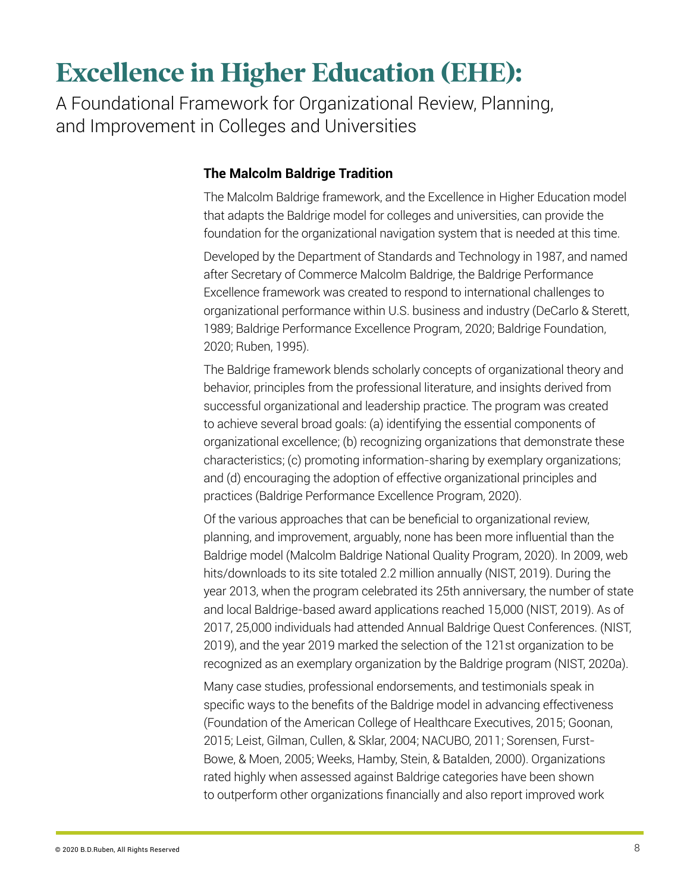# Excellence in Higher Education (EHE):

A Foundational Framework for Organizational Review, Planning, and Improvement in Colleges and Universities

### The Malcolm Baldrige Tradition

The Malcolm Baldrige framework, and the Excellence in Higher Education model that adapts the Baldrige model for colleges and universities, can provide the foundation for the organizational navigation system that is needed at this time.

Developed by the Department of Standards and Technology in 1987, and named after Secretary of Commerce Malcolm Baldrige, the Baldrige Performance Excellence framework was created to respond to international challenges to organizational performance within U.S. business and industry (DeCarlo & Sterett, 1989; Baldrige Performance Excellence Program, 2020; Baldrige Foundation, 2020; Ruben, 1995).

The Baldrige framework blends scholarly concepts of organizational theory and behavior, principles from the professional literature, and insights derived from successful organizational and leadership practice. The program was created to achieve several broad goals: (a) identifying the essential components of organizational excellence; (b) recognizing organizations that demonstrate these characteristics; (c) promoting information-sharing by exemplary organizations; and (d) encouraging the adoption of effective organizational principles and practices (Baldrige Performance Excellence Program, 2020).

Of the various approaches that can be beneficial to organizational review, planning, and improvement, arguably, none has been more influential than the Baldrige model (Malcolm Baldrige National Quality Program, 2020). In 2009, web hits/downloads to its site totaled 2.2 million annually (NIST, 2019). During the year 2013, when the program celebrated its 25th anniversary, the number of state and local Baldrige-based award applications reached 15,000 (NIST, 2019). As of 2017, 25,000 individuals had attended Annual Baldrige Quest Conferences. (NIST, 2019), and the year 2019 marked the selection of the 121st organization to be recognized as an exemplary organization by the Baldrige program (NIST, 2020a).

Many case studies, professional endorsements, and testimonials speak in specific ways to the benefits of the Baldrige model in advancing effectiveness (Foundation of the American College of Healthcare Executives, 2015; Goonan, 2015; Leist, Gilman, Cullen, & Sklar, 2004; NACUBO, 2011; Sorensen, Furst-Bowe, & Moen, 2005; Weeks, Hamby, Stein, & Batalden, 2000). Organizations rated highly when assessed against Baldrige categories have been shown to outperform other organizations financially and also report improved work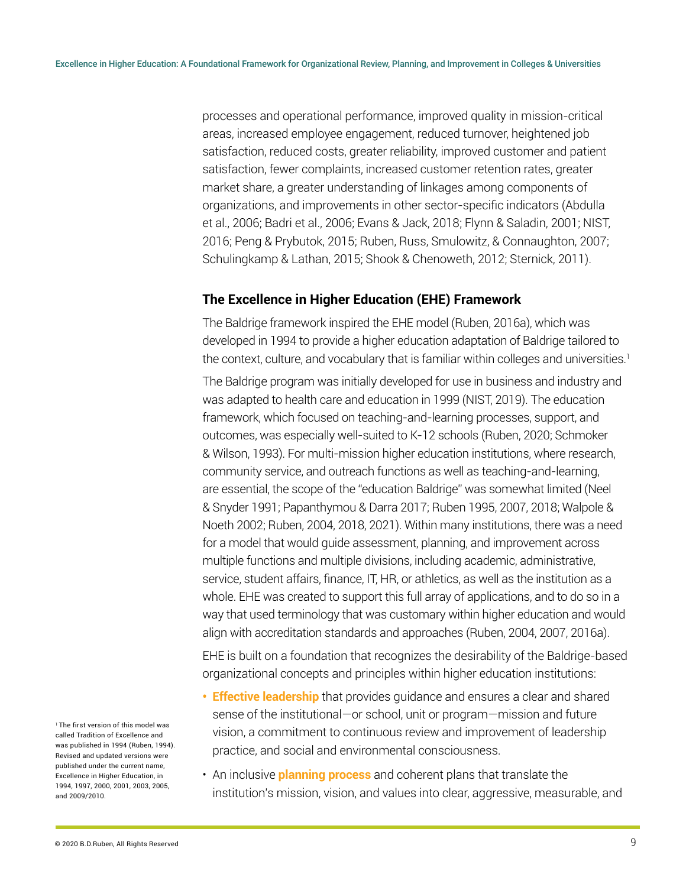processes and operational performance, improved quality in mission-critical areas, increased employee engagement, reduced turnover, heightened job satisfaction, reduced costs, greater reliability, improved customer and patient satisfaction, fewer complaints, increased customer retention rates, greater market share, a greater understanding of linkages among components of organizations, and improvements in other sector-specific indicators (Abdulla et al., 2006; Badri et al., 2006; Evans & Jack, 2018; Flynn & Saladin, 2001; NIST, 2016; Peng & Prybutok, 2015; Ruben, Russ, Smulowitz, & Connaughton, 2007; Schulingkamp & Lathan, 2015; Shook & Chenoweth, 2012; Sternick, 2011).

## The Excellence in Higher Education (EHE) Framework

The Baldrige framework inspired the EHE model (Ruben, 2016a), which was developed in 1994 to provide a higher education adaptation of Baldrige tailored to the context, culture, and vocabulary that is familiar within colleges and universities.[1]

The Baldrige program was initially developed for use in business and industry and was adapted to health care and education in 1999 (NIST, 2019). The education framework, which focused on teaching-and-learning processes, support, and outcomes, was especially well-suited to K-12 schools (Ruben, 2020; Schmoker & Wilson, 1993). For multi-mission higher education institutions, where research, community service, and outreach functions as well as teaching-and-learning, are essential, the scope of the "education Baldrige" was somewhat limited (Neel & Snyder 1991; Papanthymou & Darra 2017; Ruben 1995, 2007, 2018; Walpole & Noeth 2002; Ruben, 2004, 2018, 2021). Within many institutions, there was a need for a model that would guide assessment, planning, and improvement across multiple functions and multiple divisions, including academic, administrative, service, student affairs, finance, IT, HR, or athletics, as well as the institution as a whole. EHE was created to support this full array of applications, and to do so in a way that used terminology that was customary within higher education and would align with accreditation standards and approaches (Ruben, 2004, 2007, 2016a).

EHE is built on a foundation that recognizes the desirability of the Baldrige-based organizational concepts and principles within higher education institutions:

- **Effective leadership** that provides guidance and ensures a clear and shared sense of the institutional—or school, unit or program—mission and future vision, a commitment to continuous review and improvement of leadership practice, and social and environmental consciousness.
- An inclusive **planning process** and coherent plans that translate the institution's mission, vision, and values into clear, aggressive, measurable, and

[1] The first version of this model was called Tradition of Excellence and was published in 1994 (Ruben, 1994). Revised and updated versions were published under the current name, Excellence in Higher Education, in 1994, 1997, 2000, 2001, 2003, 2005, and 2009/2010.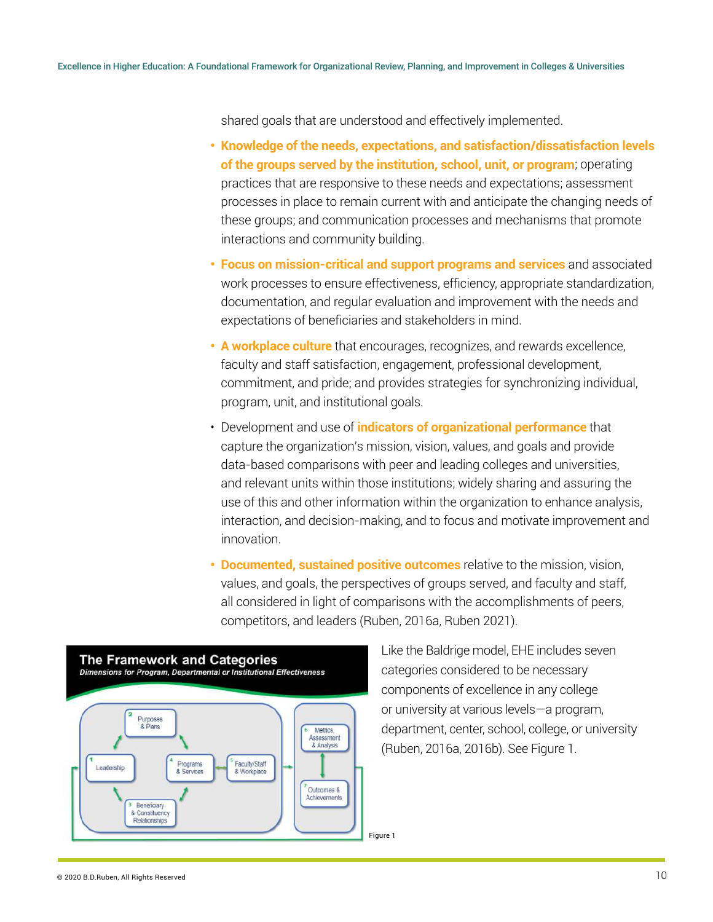shared goals that are understood and effectively implemented.

- **Knowledge of the needs, expectations, and satisfaction/dissatisfaction levels of the groups served by the institution, school, unit, or program**; operating practices that are responsive to these needs and expectations; assessment processes in place to remain current with and anticipate the changing needs of these groups; and communication processes and mechanisms that promote interactions and community building.
- **Focus on mission-critical and support programs and services** and associated work processes to ensure effectiveness, efficiency, appropriate standardization, documentation, and regular evaluation and improvement with the needs and expectations of beneficiaries and stakeholders in mind.
- **A workplace culture** that encourages, recognizes, and rewards excellence, faculty and staff satisfaction, engagement, professional development, commitment, and pride; and provides strategies for synchronizing individual, program, unit, and institutional goals.
- Development and use of **indicators of organizational performance** that capture the organization's mission, vision, values, and goals and provide data-based comparisons with peer and leading colleges and universities, and relevant units within those institutions; widely sharing and assuring the use of this and other information within the organization to enhance analysis, interaction, and decision-making, and to focus and motivate improvement and innovation.
- **Documented, sustained positive outcomes** relative to the mission, vision, values, and goals, the perspectives of groups served, and faculty and staff, all considered in light of comparisons with the accomplishments of peers, competitors, and leaders (Ruben, 2016a, Ruben 2021).

Like the Baldrige model, EHE includes seven categories considered to be necessary components of excellence in any college or university at various levels—a program, department, center, school, college, or university (Ruben, 2016a, 2016b). See Figure 1.

**The Framework and Categories**

*Dimensions for Program, Departmental or Institutional Effectiveness*

1 Leadership; 2 Purposes & Plans; 3 Beneficiary & Constituency Relationships; 4 Programs & Services; 5 Faculty/Staff & Workplace; 6 Metrics, Assessment & Analysis; 7 Outcomes & Achievements

Figure 1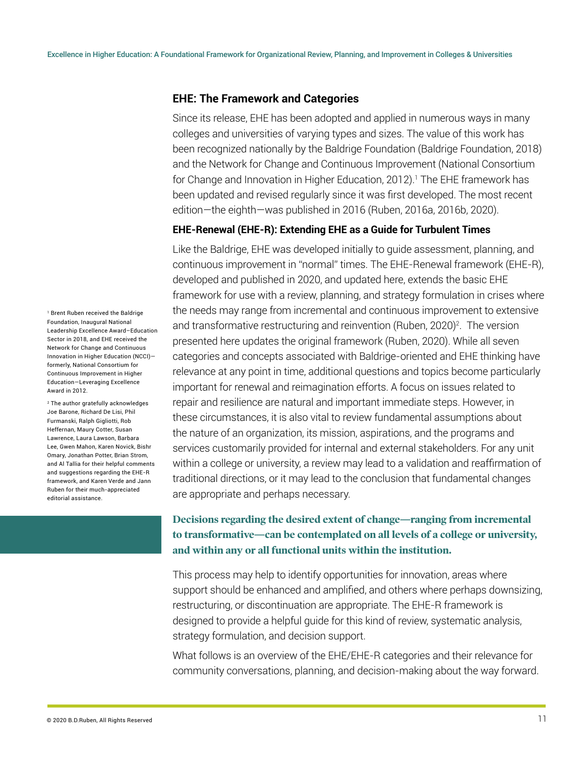## EHE: The Framework and Categories

Since its release, EHE has been adopted and applied in numerous ways in many colleges and universities of varying types and sizes. The value of this work has been recognized nationally by the Baldrige Foundation (Baldrige Foundation, 2018) and the Network for Change and Continuous Improvement (National Consortium for Change and Innovation in Higher Education, 2012).[1] The EHE framework has been updated and revised regularly since it was first developed. The most recent edition—the eighth—was published in 2016 (Ruben, 2016a, 2016b, 2020).

### EHE-Renewal (EHE-R): Extending EHE as a Guide for Turbulent Times

Like the Baldrige, EHE was developed initially to guide assessment, planning, and continuous improvement in "normal" times. The EHE-Renewal framework (EHE-R), developed and published in 2020, and updated here, extends the basic EHE framework for use with a review, planning, and strategy formulation in crises where the needs may range from incremental and continuous improvement to extensive and transformative restructuring and reinvention (Ruben, 2020)[2]. The version presented here updates the original framework (Ruben, 2020). While all seven categories and concepts associated with Baldrige-oriented and EHE thinking have relevance at any point in time, additional questions and topics become particularly important for renewal and reimagination efforts. A focus on issues related to repair and resilience are natural and important immediate steps. However, in these circumstances, it is also vital to review fundamental assumptions about the nature of an organization, its mission, aspirations, and the programs and services customarily provided for internal and external stakeholders. For any unit within a college or university, a review may lead to a validation and reaffirmation of traditional directions, or it may lead to the conclusion that fundamental changes are appropriate and perhaps necessary.

**Decisions regarding the desired extent of change—ranging from incremental to transformative—can be contemplated on all levels of a college or university, and within any or all functional units within the institution.**

This process may help to identify opportunities for innovation, areas where support should be enhanced and amplified, and others where perhaps downsizing, restructuring, or discontinuation are appropriate. The EHE-R framework is designed to provide a helpful guide for this kind of review, systematic analysis, strategy formulation, and decision support.

What follows is an overview of the EHE/EHE-R categories and their relevance for community conversations, planning, and decision-making about the way forward.

[1] Brent Ruben received the Baldrige Foundation, Inaugural National Leadership Excellence Award–Education Sector in 2018, and EHE received the Network for Change and Continuous Innovation in Higher Education (NCCI)—formerly, National Consortium for Continuous Improvement in Higher Education—Leveraging Excellence Award in 2012.

[2] The author gratefully acknowledges Joe Barone, Richard De Lisi, Phil Furmanski, Ralph Gigliotti, Rob Heffernan, Maury Cotter, Susan Lawrence, Laura Lawson, Barbara Lee, Gwen Mahon, Karen Novick, Bishr Omary, Jonathan Potter, Brian Strom, and Al Tallia for their helpful comments and suggestions regarding the EHE-R framework, and Karen Verde and Jann Ruben for their much-appreciated editorial assistance.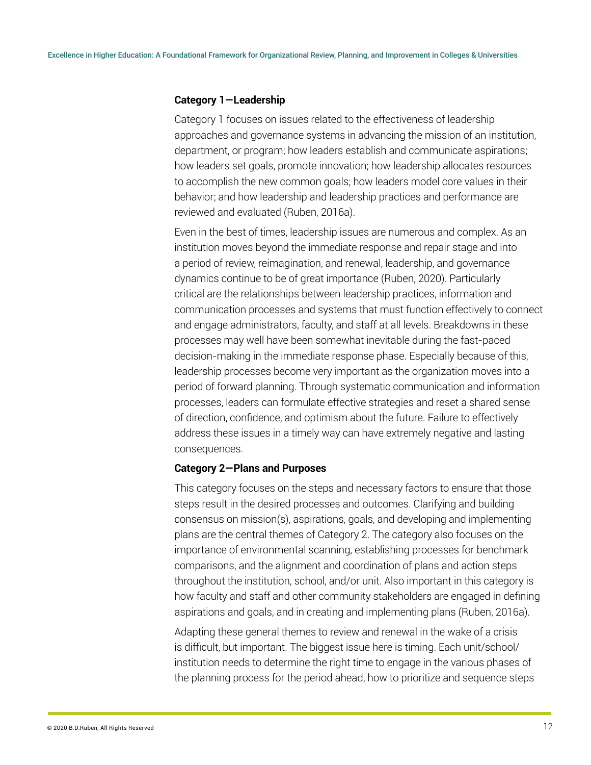**Category 1—Leadership**

Category 1 focuses on issues related to the effectiveness of leadership approaches and governance systems in advancing the mission of an institution, department, or program; how leaders establish and communicate aspirations; how leaders set goals, promote innovation; how leadership allocates resources to accomplish the new common goals; how leaders model core values in their behavior; and how leadership and leadership practices and performance are reviewed and evaluated (Ruben, 2016a).

Even in the best of times, leadership issues are numerous and complex. As an institution moves beyond the immediate response and repair stage and into a period of review, reimagination, and renewal, leadership, and governance dynamics continue to be of great importance (Ruben, 2020). Particularly critical are the relationships between leadership practices, information and communication processes and systems that must function effectively to connect and engage administrators, faculty, and staff at all levels. Breakdowns in these processes may well have been somewhat inevitable during the fast-paced decision-making in the immediate response phase. Especially because of this, leadership processes become very important as the organization moves into a period of forward planning. Through systematic communication and information processes, leaders can formulate effective strategies and reset a shared sense of direction, confidence, and optimism about the future. Failure to effectively address these issues in a timely way can have extremely negative and lasting consequences.

**Category 2—Plans and Purposes**

This category focuses on the steps and necessary factors to ensure that those steps result in the desired processes and outcomes. Clarifying and building consensus on mission(s), aspirations, goals, and developing and implementing plans are the central themes of Category 2. The category also focuses on the importance of environmental scanning, establishing processes for benchmark comparisons, and the alignment and coordination of plans and action steps throughout the institution, school, and/or unit. Also important in this category is how faculty and staff and other community stakeholders are engaged in defining aspirations and goals, and in creating and implementing plans (Ruben, 2016a).

Adapting these general themes to review and renewal in the wake of a crisis is difficult, but important. The biggest issue here is timing. Each unit/school/institution needs to determine the right time to engage in the various phases of the planning process for the period ahead, how to prioritize and sequence steps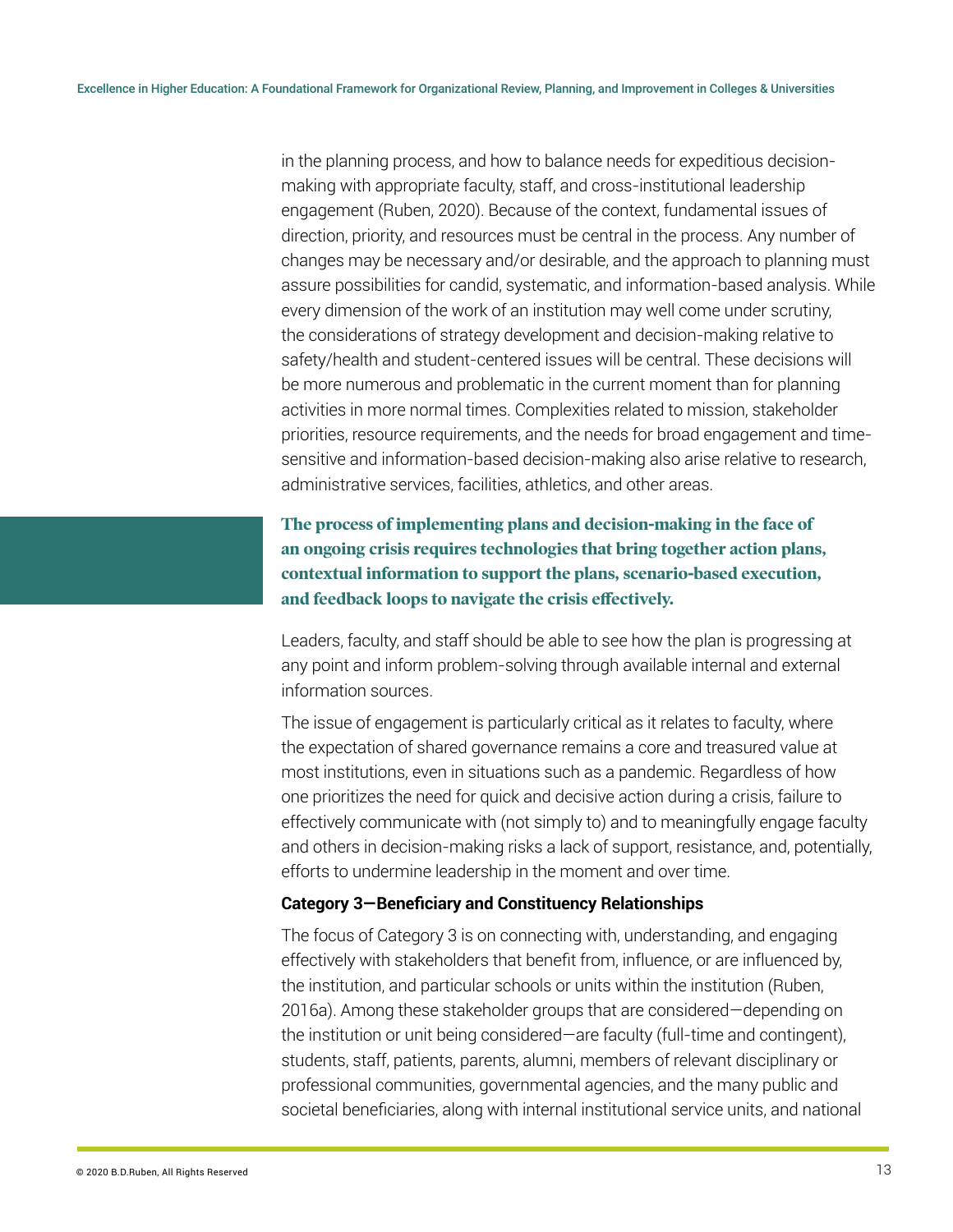in the planning process, and how to balance needs for expeditious decision-making with appropriate faculty, staff, and cross-institutional leadership engagement (Ruben, 2020). Because of the context, fundamental issues of direction, priority, and resources must be central in the process. Any number of changes may be necessary and/or desirable, and the approach to planning must assure possibilities for candid, systematic, and information-based analysis. While every dimension of the work of an institution may well come under scrutiny, the considerations of strategy development and decision-making relative to safety/health and student-centered issues will be central. These decisions will be more numerous and problematic in the current moment than for planning activities in more normal times. Complexities related to mission, stakeholder priorities, resource requirements, and the needs for broad engagement and time-sensitive and information-based decision-making also arise relative to research, administrative services, facilities, athletics, and other areas.

**The process of implementing plans and decision-making in the face of an ongoing crisis requires technologies that bring together action plans, contextual information to support the plans, scenario-based execution, and feedback loops to navigate the crisis effectively.**

Leaders, faculty, and staff should be able to see how the plan is progressing at any point and inform problem-solving through available internal and external information sources.

The issue of engagement is particularly critical as it relates to faculty, where the expectation of shared governance remains a core and treasured value at most institutions, even in situations such as a pandemic. Regardless of how one prioritizes the need for quick and decisive action during a crisis, failure to effectively communicate with (not simply to) and to meaningfully engage faculty and others in decision-making risks a lack of support, resistance, and, potentially, efforts to undermine leadership in the moment and over time.

### Category 3—Beneficiary and Constituency Relationships

The focus of Category 3 is on connecting with, understanding, and engaging effectively with stakeholders that benefit from, influence, or are influenced by, the institution, and particular schools or units within the institution (Ruben, 2016a). Among these stakeholder groups that are considered—depending on the institution or unit being considered—are faculty (full-time and contingent), students, staff, patients, parents, alumni, members of relevant disciplinary or professional communities, governmental agencies, and the many public and societal beneficiaries, along with internal institutional service units, and national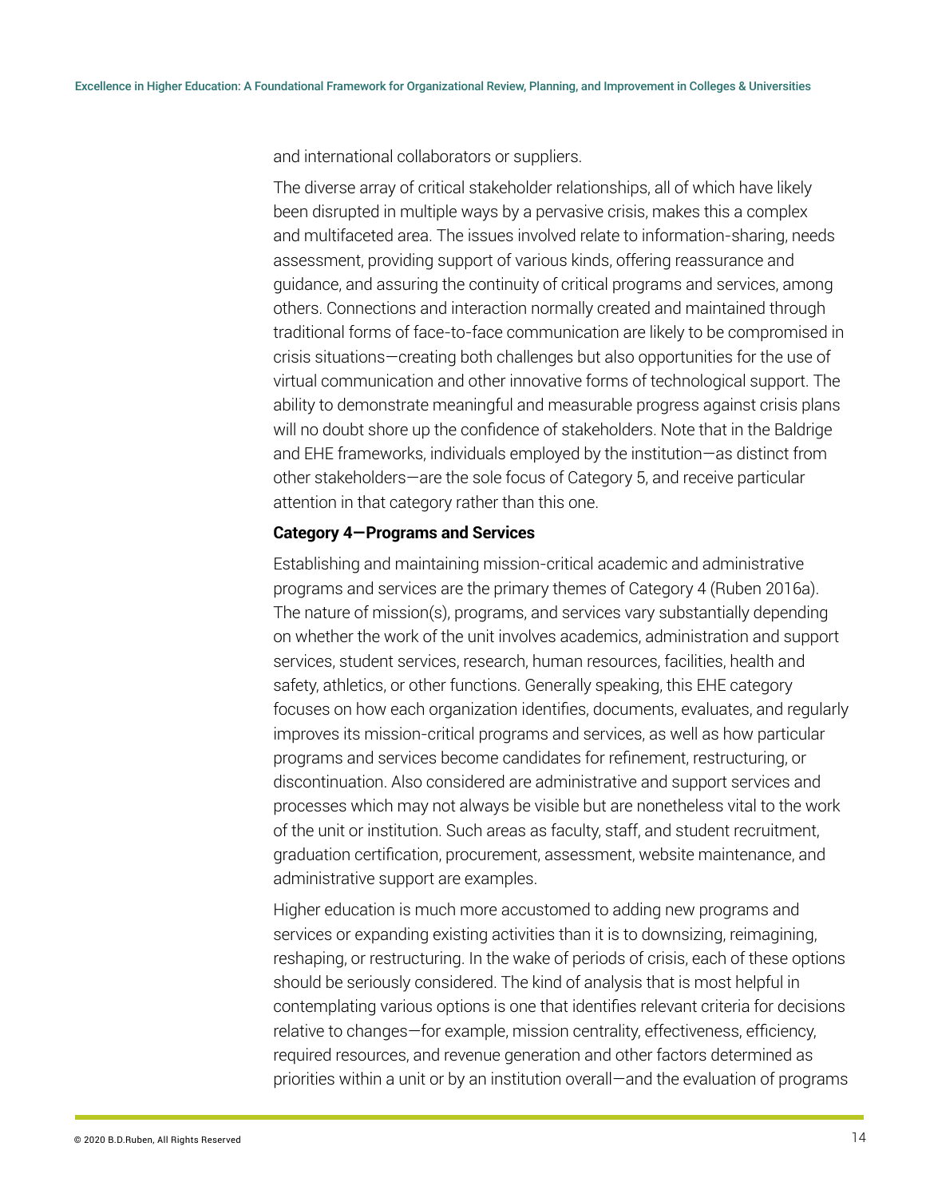and international collaborators or suppliers.

The diverse array of critical stakeholder relationships, all of which have likely been disrupted in multiple ways by a pervasive crisis, makes this a complex and multifaceted area. The issues involved relate to information-sharing, needs assessment, providing support of various kinds, offering reassurance and guidance, and assuring the continuity of critical programs and services, among others. Connections and interaction normally created and maintained through traditional forms of face-to-face communication are likely to be compromised in crisis situations—creating both challenges but also opportunities for the use of virtual communication and other innovative forms of technological support. The ability to demonstrate meaningful and measurable progress against crisis plans will no doubt shore up the confidence of stakeholders. Note that in the Baldrige and EHE frameworks, individuals employed by the institution—as distinct from other stakeholders—are the sole focus of Category 5, and receive particular attention in that category rather than this one.

**Category 4—Programs and Services**

Establishing and maintaining mission-critical academic and administrative programs and services are the primary themes of Category 4 (Ruben 2016a). The nature of mission(s), programs, and services vary substantially depending on whether the work of the unit involves academics, administration and support services, student services, research, human resources, facilities, health and safety, athletics, or other functions. Generally speaking, this EHE category focuses on how each organization identifies, documents, evaluates, and regularly improves its mission-critical programs and services, as well as how particular programs and services become candidates for refinement, restructuring, or discontinuation. Also considered are administrative and support services and processes which may not always be visible but are nonetheless vital to the work of the unit or institution. Such areas as faculty, staff, and student recruitment, graduation certification, procurement, assessment, website maintenance, and administrative support are examples.

Higher education is much more accustomed to adding new programs and services or expanding existing activities than it is to downsizing, reimagining, reshaping, or restructuring. In the wake of periods of crisis, each of these options should be seriously considered. The kind of analysis that is most helpful in contemplating various options is one that identifies relevant criteria for decisions relative to changes—for example, mission centrality, effectiveness, efficiency, required resources, and revenue generation and other factors determined as priorities within a unit or by an institution overall—and the evaluation of programs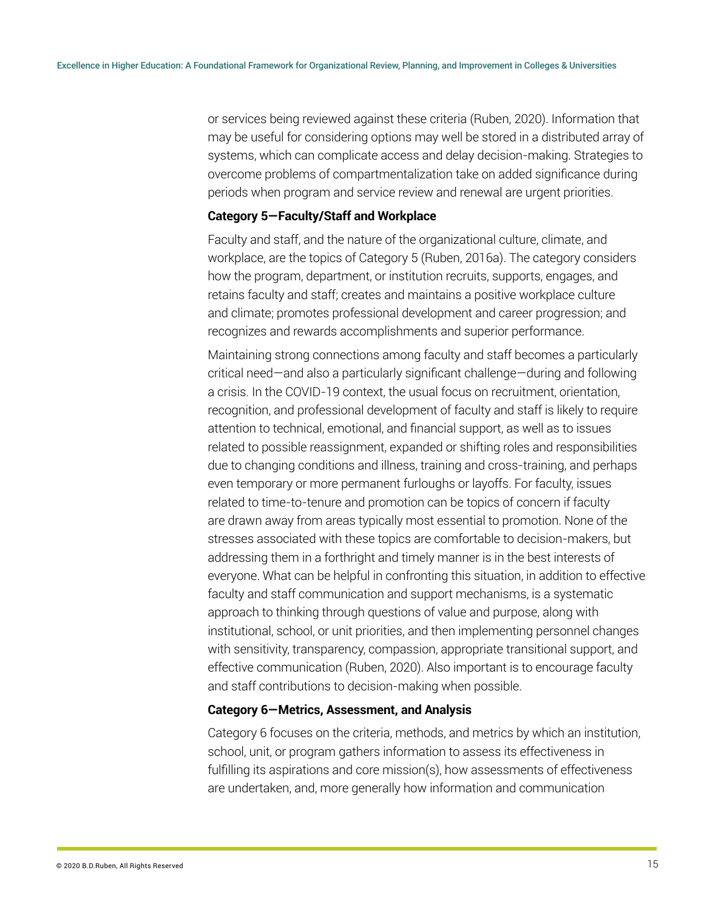or services being reviewed against these criteria (Ruben, 2020). Information that may be useful for considering options may well be stored in a distributed array of systems, which can complicate access and delay decision-making. Strategies to overcome problems of compartmentalization take on added significance during periods when program and service review and renewal are urgent priorities.

**Category 5—Faculty/Staff and Workplace**

Faculty and staff, and the nature of the organizational culture, climate, and workplace, are the topics of Category 5 (Ruben, 2016a). The category considers how the program, department, or institution recruits, supports, engages, and retains faculty and staff; creates and maintains a positive workplace culture and climate; promotes professional development and career progression; and recognizes and rewards accomplishments and superior performance.

Maintaining strong connections among faculty and staff becomes a particularly critical need—and also a particularly significant challenge—during and following a crisis. In the COVID-19 context, the usual focus on recruitment, orientation, recognition, and professional development of faculty and staff is likely to require attention to technical, emotional, and financial support, as well as to issues related to possible reassignment, expanded or shifting roles and responsibilities due to changing conditions and illness, training and cross-training, and perhaps even temporary or more permanent furloughs or layoffs. For faculty, issues related to time-to-tenure and promotion can be topics of concern if faculty are drawn away from areas typically most essential to promotion. None of the stresses associated with these topics are comfortable to decision-makers, but addressing them in a forthright and timely manner is in the best interests of everyone. What can be helpful in confronting this situation, in addition to effective faculty and staff communication and support mechanisms, is a systematic approach to thinking through questions of value and purpose, along with institutional, school, or unit priorities, and then implementing personnel changes with sensitivity, transparency, compassion, appropriate transitional support, and effective communication (Ruben, 2020). Also important is to encourage faculty and staff contributions to decision-making when possible.

**Category 6—Metrics, Assessment, and Analysis**

Category 6 focuses on the criteria, methods, and metrics by which an institution, school, unit, or program gathers information to assess its effectiveness in fulfilling its aspirations and core mission(s), how assessments of effectiveness are undertaken, and, more generally how information and communication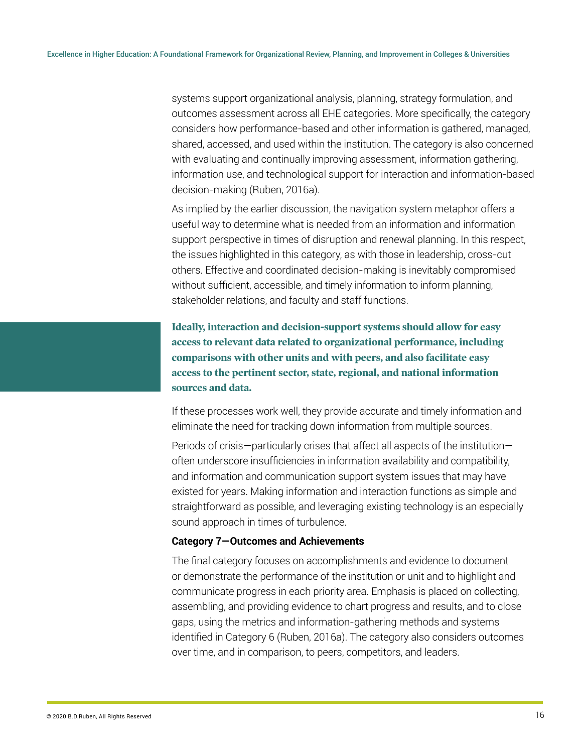systems support organizational analysis, planning, strategy formulation, and outcomes assessment across all EHE categories. More specifically, the category considers how performance-based and other information is gathered, managed, shared, accessed, and used within the institution. The category is also concerned with evaluating and continually improving assessment, information gathering, information use, and technological support for interaction and information-based decision-making (Ruben, 2016a).

As implied by the earlier discussion, the navigation system metaphor offers a useful way to determine what is needed from an information and information support perspective in times of disruption and renewal planning. In this respect, the issues highlighted in this category, as with those in leadership, cross-cut others. Effective and coordinated decision-making is inevitably compromised without sufficient, accessible, and timely information to inform planning, stakeholder relations, and faculty and staff functions.

**Ideally, interaction and decision-support systems should allow for easy access to relevant data related to organizational performance, including comparisons with other units and with peers, and also facilitate easy access to the pertinent sector, state, regional, and national information sources and data.**

If these processes work well, they provide accurate and timely information and eliminate the need for tracking down information from multiple sources.

Periods of crisis—particularly crises that affect all aspects of the institution—often underscore insufficiencies in information availability and compatibility, and information and communication support system issues that may have existed for years. Making information and interaction functions as simple and straightforward as possible, and leveraging existing technology is an especially sound approach in times of turbulence.

### Category 7—Outcomes and Achievements

The final category focuses on accomplishments and evidence to document or demonstrate the performance of the institution or unit and to highlight and communicate progress in each priority area. Emphasis is placed on collecting, assembling, and providing evidence to chart progress and results, and to close gaps, using the metrics and information-gathering methods and systems identified in Category 6 (Ruben, 2016a). The category also considers outcomes over time, and in comparison, to peers, competitors, and leaders.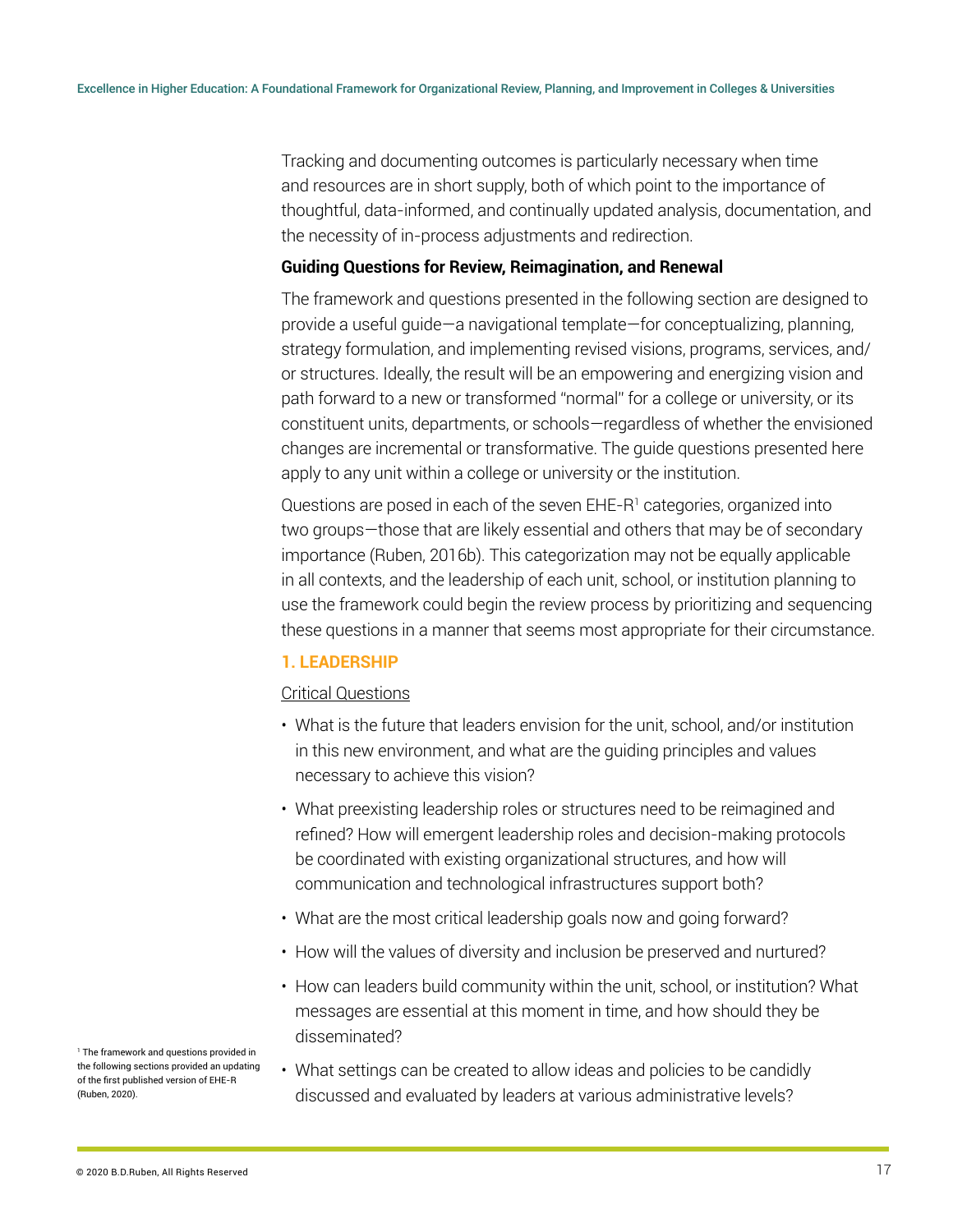Tracking and documenting outcomes is particularly necessary when time and resources are in short supply, both of which point to the importance of thoughtful, data-informed, and continually updated analysis, documentation, and the necessity of in-process adjustments and redirection.

**Guiding Questions for Review, Reimagination, and Renewal**

The framework and questions presented in the following section are designed to provide a useful guide—a navigational template—for conceptualizing, planning, strategy formulation, and implementing revised visions, programs, services, and/or structures. Ideally, the result will be an empowering and energizing vision and path forward to a new or transformed "normal" for a college or university, or its constituent units, departments, or schools—regardless of whether the envisioned changes are incremental or transformative. The guide questions presented here apply to any unit within a college or university or the institution.

Questions are posed in each of the seven EHE-R[1] categories, organized into two groups—those that are likely essential and others that may be of secondary importance (Ruben, 2016b). This categorization may not be equally applicable in all contexts, and the leadership of each unit, school, or institution planning to use the framework could begin the review process by prioritizing and sequencing these questions in a manner that seems most appropriate for their circumstance.

## 1. LEADERSHIP

Critical Questions

- What is the future that leaders envision for the unit, school, and/or institution in this new environment, and what are the guiding principles and values necessary to achieve this vision?
- What preexisting leadership roles or structures need to be reimagined and refined? How will emergent leadership roles and decision-making protocols be coordinated with existing organizational structures, and how will communication and technological infrastructures support both?
- What are the most critical leadership goals now and going forward?
- How will the values of diversity and inclusion be preserved and nurtured?
- How can leaders build community within the unit, school, or institution? What messages are essential at this moment in time, and how should they be disseminated?
- What settings can be created to allow ideas and policies to be candidly discussed and evaluated by leaders at various administrative levels?

[1] The framework and questions provided in the following sections provided an updating of the first published version of EHE-R (Ruben, 2020).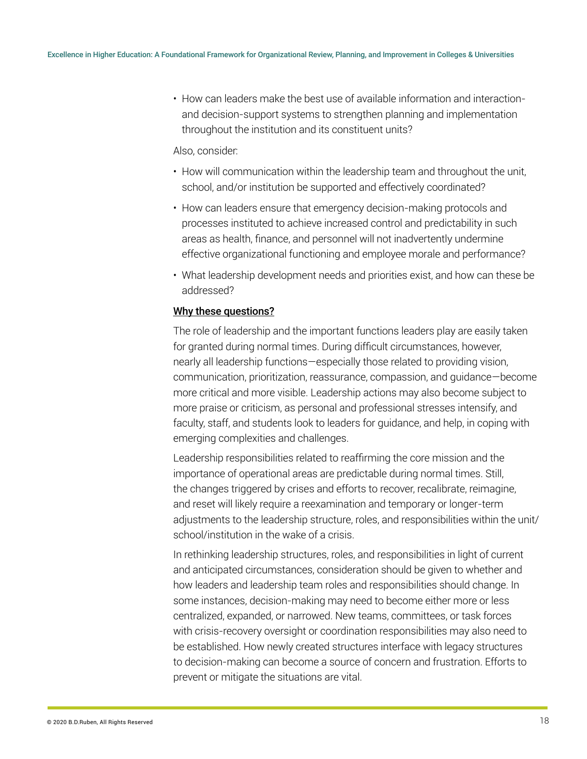- How can leaders make the best use of available information and interaction- and decision-support systems to strengthen planning and implementation throughout the institution and its constituent units?

Also, consider:

- How will communication within the leadership team and throughout the unit, school, and/or institution be supported and effectively coordinated?
- How can leaders ensure that emergency decision-making protocols and processes instituted to achieve increased control and predictability in such areas as health, finance, and personnel will not inadvertently undermine effective organizational functioning and employee morale and performance?
- What leadership development needs and priorities exist, and how can these be addressed?

**Why these questions?**

The role of leadership and the important functions leaders play are easily taken for granted during normal times. During difficult circumstances, however, nearly all leadership functions—especially those related to providing vision, communication, prioritization, reassurance, compassion, and guidance—become more critical and more visible. Leadership actions may also become subject to more praise or criticism, as personal and professional stresses intensify, and faculty, staff, and students look to leaders for guidance, and help, in coping with emerging complexities and challenges.

Leadership responsibilities related to reaffirming the core mission and the importance of operational areas are predictable during normal times. Still, the changes triggered by crises and efforts to recover, recalibrate, reimagine, and reset will likely require a reexamination and temporary or longer-term adjustments to the leadership structure, roles, and responsibilities within the unit/school/institution in the wake of a crisis.

In rethinking leadership structures, roles, and responsibilities in light of current and anticipated circumstances, consideration should be given to whether and how leaders and leadership team roles and responsibilities should change. In some instances, decision-making may need to become either more or less centralized, expanded, or narrowed. New teams, committees, or task forces with crisis-recovery oversight or coordination responsibilities may also need to be established. How newly created structures interface with legacy structures to decision-making can become a source of concern and frustration. Efforts to prevent or mitigate the situations are vital.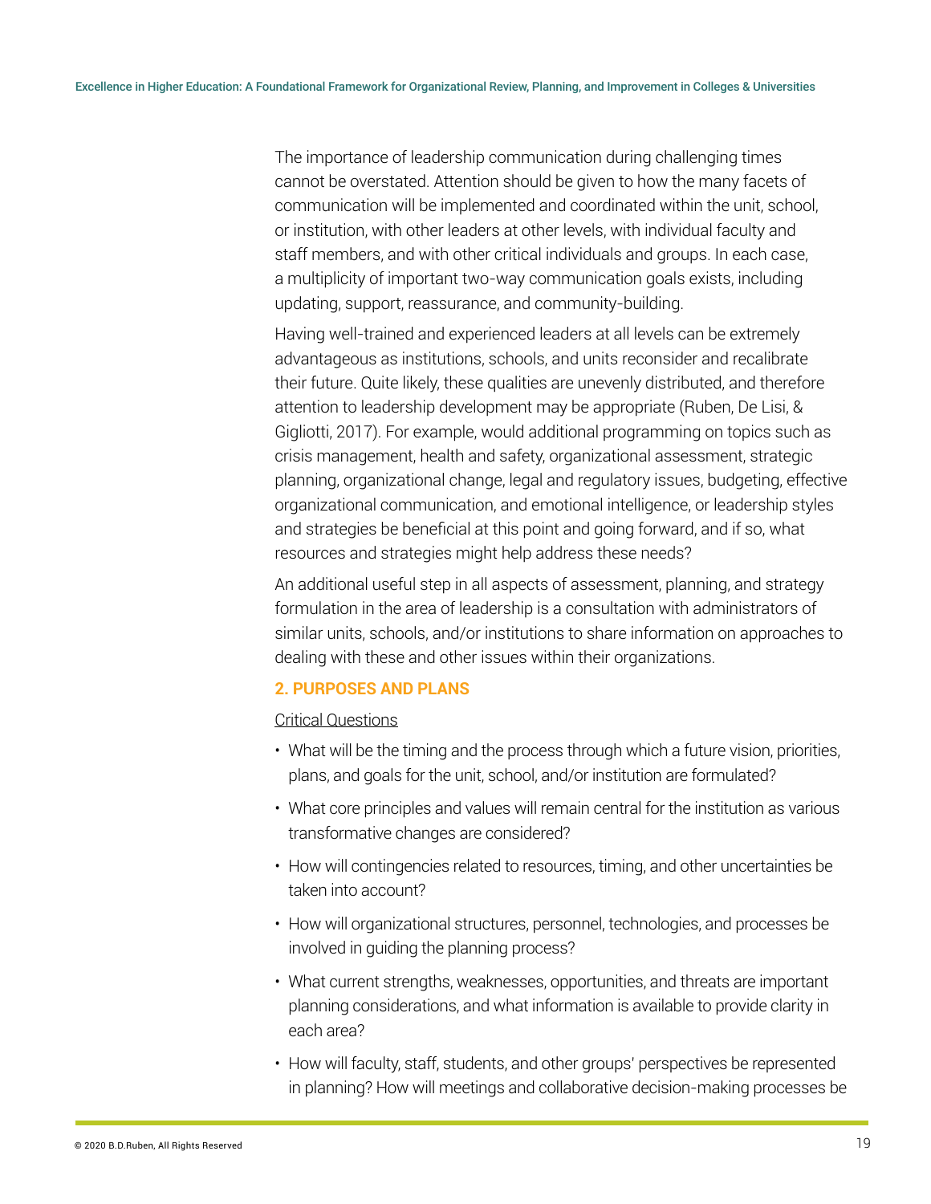The importance of leadership communication during challenging times cannot be overstated. Attention should be given to how the many facets of communication will be implemented and coordinated within the unit, school, or institution, with other leaders at other levels, with individual faculty and staff members, and with other critical individuals and groups. In each case, a multiplicity of important two-way communication goals exists, including updating, support, reassurance, and community-building.

Having well-trained and experienced leaders at all levels can be extremely advantageous as institutions, schools, and units reconsider and recalibrate their future. Quite likely, these qualities are unevenly distributed, and therefore attention to leadership development may be appropriate (Ruben, De Lisi, & Gigliotti, 2017). For example, would additional programming on topics such as crisis management, health and safety, organizational assessment, strategic planning, organizational change, legal and regulatory issues, budgeting, effective organizational communication, and emotional intelligence, or leadership styles and strategies be beneficial at this point and going forward, and if so, what resources and strategies might help address these needs?

An additional useful step in all aspects of assessment, planning, and strategy formulation in the area of leadership is a consultation with administrators of similar units, schools, and/or institutions to share information on approaches to dealing with these and other issues within their organizations.

## 2. PURPOSES AND PLANS

Critical Questions

- What will be the timing and the process through which a future vision, priorities, plans, and goals for the unit, school, and/or institution are formulated?
- What core principles and values will remain central for the institution as various transformative changes are considered?
- How will contingencies related to resources, timing, and other uncertainties be taken into account?
- How will organizational structures, personnel, technologies, and processes be involved in guiding the planning process?
- What current strengths, weaknesses, opportunities, and threats are important planning considerations, and what information is available to provide clarity in each area?
- How will faculty, staff, students, and other groups' perspectives be represented in planning? How will meetings and collaborative decision-making processes be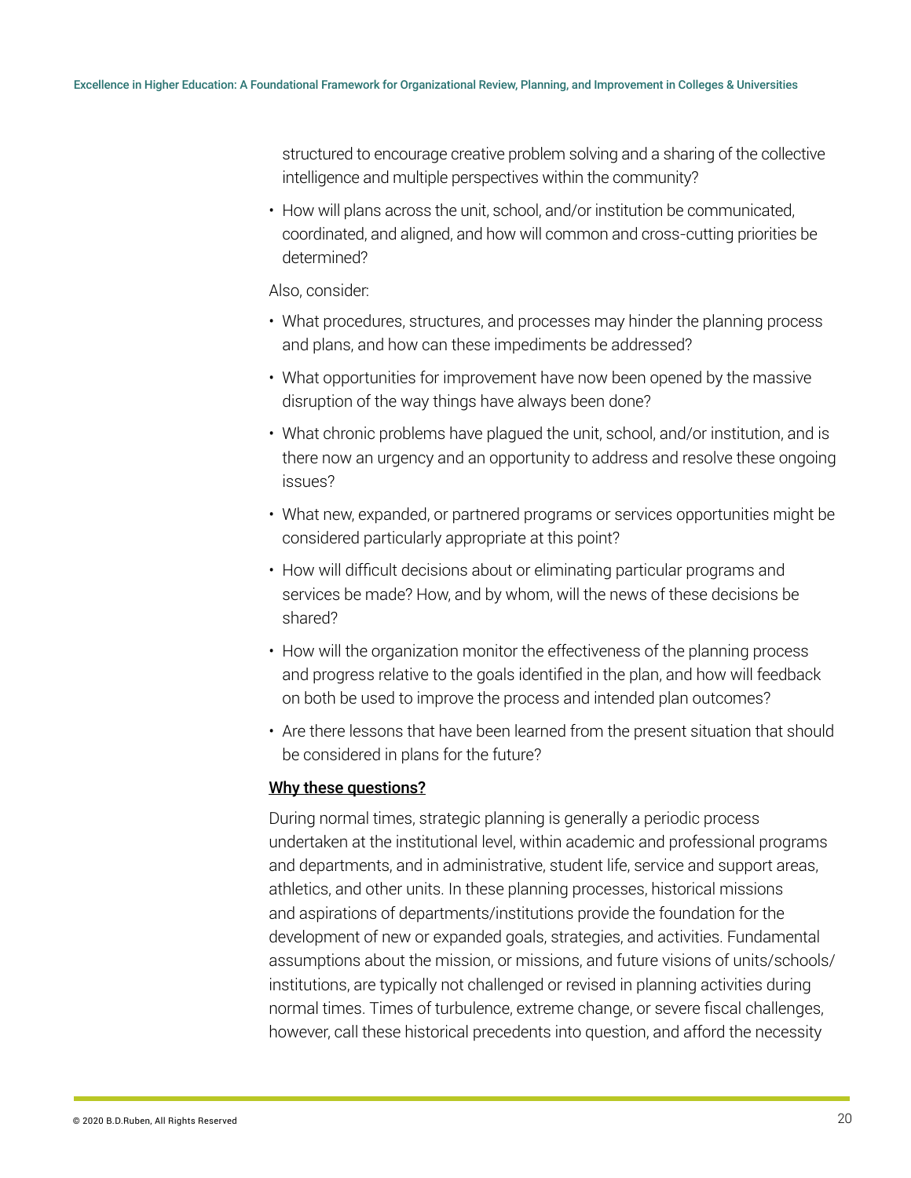structured to encourage creative problem solving and a sharing of the collective intelligence and multiple perspectives within the community?

- How will plans across the unit, school, and/or institution be communicated, coordinated, and aligned, and how will common and cross-cutting priorities be determined?

Also, consider:

- What procedures, structures, and processes may hinder the planning process and plans, and how can these impediments be addressed?
- What opportunities for improvement have now been opened by the massive disruption of the way things have always been done?
- What chronic problems have plagued the unit, school, and/or institution, and is there now an urgency and an opportunity to address and resolve these ongoing issues?
- What new, expanded, or partnered programs or services opportunities might be considered particularly appropriate at this point?
- How will difficult decisions about or eliminating particular programs and services be made? How, and by whom, will the news of these decisions be shared?
- How will the organization monitor the effectiveness of the planning process and progress relative to the goals identified in the plan, and how will feedback on both be used to improve the process and intended plan outcomes?
- Are there lessons that have been learned from the present situation that should be considered in plans for the future?

**Why these questions?**

During normal times, strategic planning is generally a periodic process undertaken at the institutional level, within academic and professional programs and departments, and in administrative, student life, service and support areas, athletics, and other units. In these planning processes, historical missions and aspirations of departments/institutions provide the foundation for the development of new or expanded goals, strategies, and activities. Fundamental assumptions about the mission, or missions, and future visions of units/schools/institutions, are typically not challenged or revised in planning activities during normal times. Times of turbulence, extreme change, or severe fiscal challenges, however, call these historical precedents into question, and afford the necessity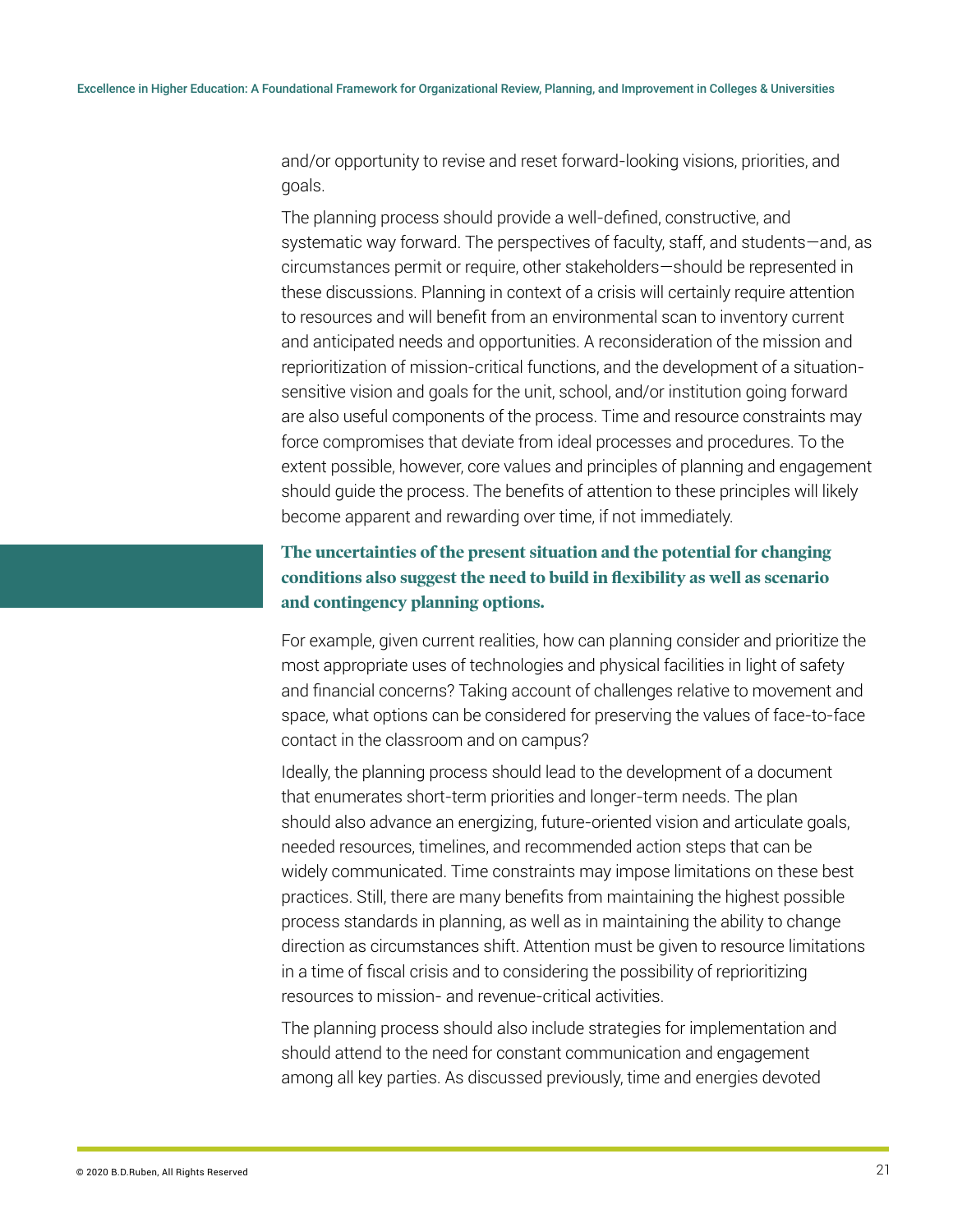and/or opportunity to revise and reset forward-looking visions, priorities, and goals.

The planning process should provide a well-defined, constructive, and systematic way forward. The perspectives of faculty, staff, and students—and, as circumstances permit or require, other stakeholders—should be represented in these discussions. Planning in context of a crisis will certainly require attention to resources and will benefit from an environmental scan to inventory current and anticipated needs and opportunities. A reconsideration of the mission and reprioritization of mission-critical functions, and the development of a situation-sensitive vision and goals for the unit, school, and/or institution going forward are also useful components of the process. Time and resource constraints may force compromises that deviate from ideal processes and procedures. To the extent possible, however, core values and principles of planning and engagement should guide the process. The benefits of attention to these principles will likely become apparent and rewarding over time, if not immediately.

**The uncertainties of the present situation and the potential for changing conditions also suggest the need to build in flexibility as well as scenario and contingency planning options.**

For example, given current realities, how can planning consider and prioritize the most appropriate uses of technologies and physical facilities in light of safety and financial concerns? Taking account of challenges relative to movement and space, what options can be considered for preserving the values of face-to-face contact in the classroom and on campus?

Ideally, the planning process should lead to the development of a document that enumerates short-term priorities and longer-term needs. The plan should also advance an energizing, future-oriented vision and articulate goals, needed resources, timelines, and recommended action steps that can be widely communicated. Time constraints may impose limitations on these best practices. Still, there are many benefits from maintaining the highest possible process standards in planning, as well as in maintaining the ability to change direction as circumstances shift. Attention must be given to resource limitations in a time of fiscal crisis and to considering the possibility of reprioritizing resources to mission- and revenue-critical activities.

The planning process should also include strategies for implementation and should attend to the need for constant communication and engagement among all key parties. As discussed previously, time and energies devoted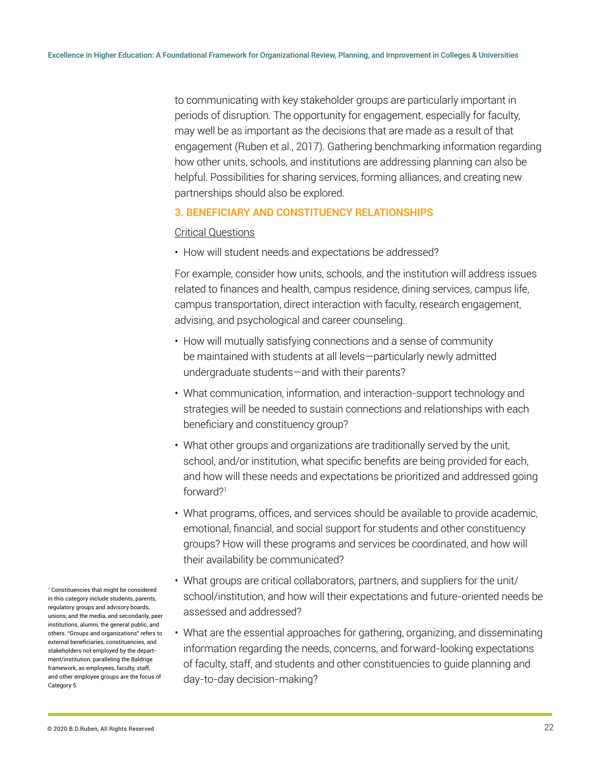to communicating with key stakeholder groups are particularly important in periods of disruption. The opportunity for engagement, especially for faculty, may well be as important as the decisions that are made as a result of that engagement (Ruben et al., 2017). Gathering benchmarking information regarding how other units, schools, and institutions are addressing planning can also be helpful. Possibilities for sharing services, forming alliances, and creating new partnerships should also be explored.

### 3. BENEFICIARY AND CONSTITUENCY RELATIONSHIPS

Critical Questions

- How will student needs and expectations be addressed?

For example, consider how units, schools, and the institution will address issues related to finances and health, campus residence, dining services, campus life, campus transportation, direct interaction with faculty, research engagement, advising, and psychological and career counseling.

- How will mutually satisfying connections and a sense of community be maintained with students at all levels—particularly newly admitted undergraduate students—and with their parents?
- What communication, information, and interaction-support technology and strategies will be needed to sustain connections and relationships with each beneficiary and constituency group?
- What other groups and organizations are traditionally served by the unit, school, and/or institution, what specific benefits are being provided for each, and how will these needs and expectations be prioritized and addressed going forward?[1]
- What programs, offices, and services should be available to provide academic, emotional, financial, and social support for students and other constituency groups? How will these programs and services be coordinated, and how will their availability be communicated?
- What groups are critical collaborators, partners, and suppliers for the unit/school/institution, and how will their expectations and future-oriented needs be assessed and addressed?
- What are the essential approaches for gathering, organizing, and disseminating information regarding the needs, concerns, and forward-looking expectations of faculty, staff, and students and other constituencies to guide planning and day-to-day decision-making?

[1] Constituencies that might be considered in this category include students, parents, regulatory groups and advisory boards, unions, and the media, and secondarily, peer institutions, alumni, the general public, and others. "Groups and organizations" refers to external beneficiaries, constituencies, and stakeholders not employed by the department/institution, paralleling the Baldrige framework, as employees, faculty, staff, and other employee groups are the focus of Category 5.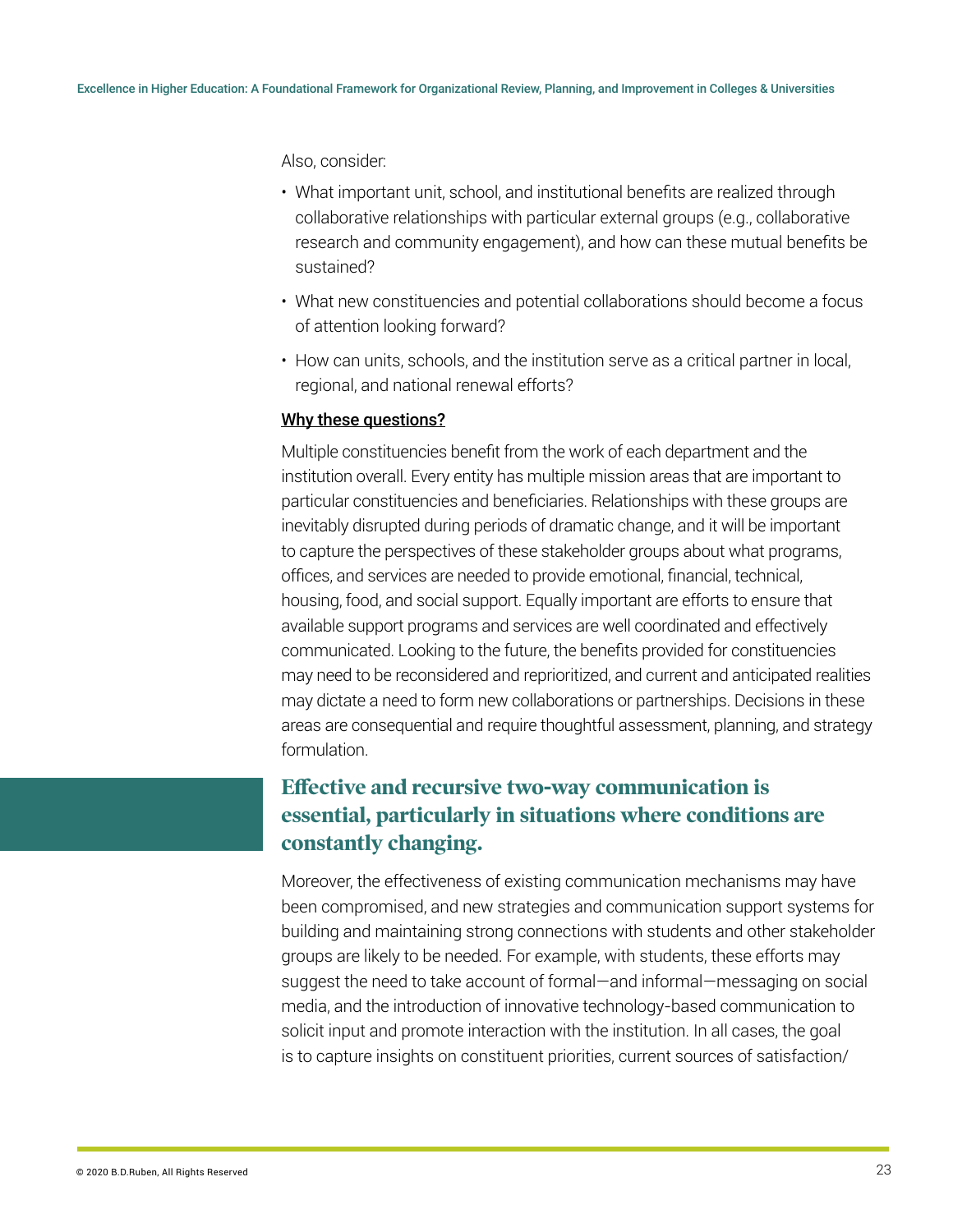Also, consider:

- What important unit, school, and institutional benefits are realized through collaborative relationships with particular external groups (e.g., collaborative research and community engagement), and how can these mutual benefits be sustained?
- What new constituencies and potential collaborations should become a focus of attention looking forward?
- How can units, schools, and the institution serve as a critical partner in local, regional, and national renewal efforts?

**Why these questions?**

Multiple constituencies benefit from the work of each department and the institution overall. Every entity has multiple mission areas that are important to particular constituencies and beneficiaries. Relationships with these groups are inevitably disrupted during periods of dramatic change, and it will be important to capture the perspectives of these stakeholder groups about what programs, offices, and services are needed to provide emotional, financial, technical, housing, food, and social support. Equally important are efforts to ensure that available support programs and services are well coordinated and effectively communicated. Looking to the future, the benefits provided for constituencies may need to be reconsidered and reprioritized, and current and anticipated realities may dictate a need to form new collaborations or partnerships. Decisions in these areas are consequential and require thoughtful assessment, planning, and strategy formulation.

**Effective and recursive two-way communication is essential, particularly in situations where conditions are constantly changing.**

Moreover, the effectiveness of existing communication mechanisms may have been compromised, and new strategies and communication support systems for building and maintaining strong connections with students and other stakeholder groups are likely to be needed. For example, with students, these efforts may suggest the need to take account of formal—and informal—messaging on social media, and the introduction of innovative technology-based communication to solicit input and promote interaction with the institution. In all cases, the goal is to capture insights on constituent priorities, current sources of satisfaction/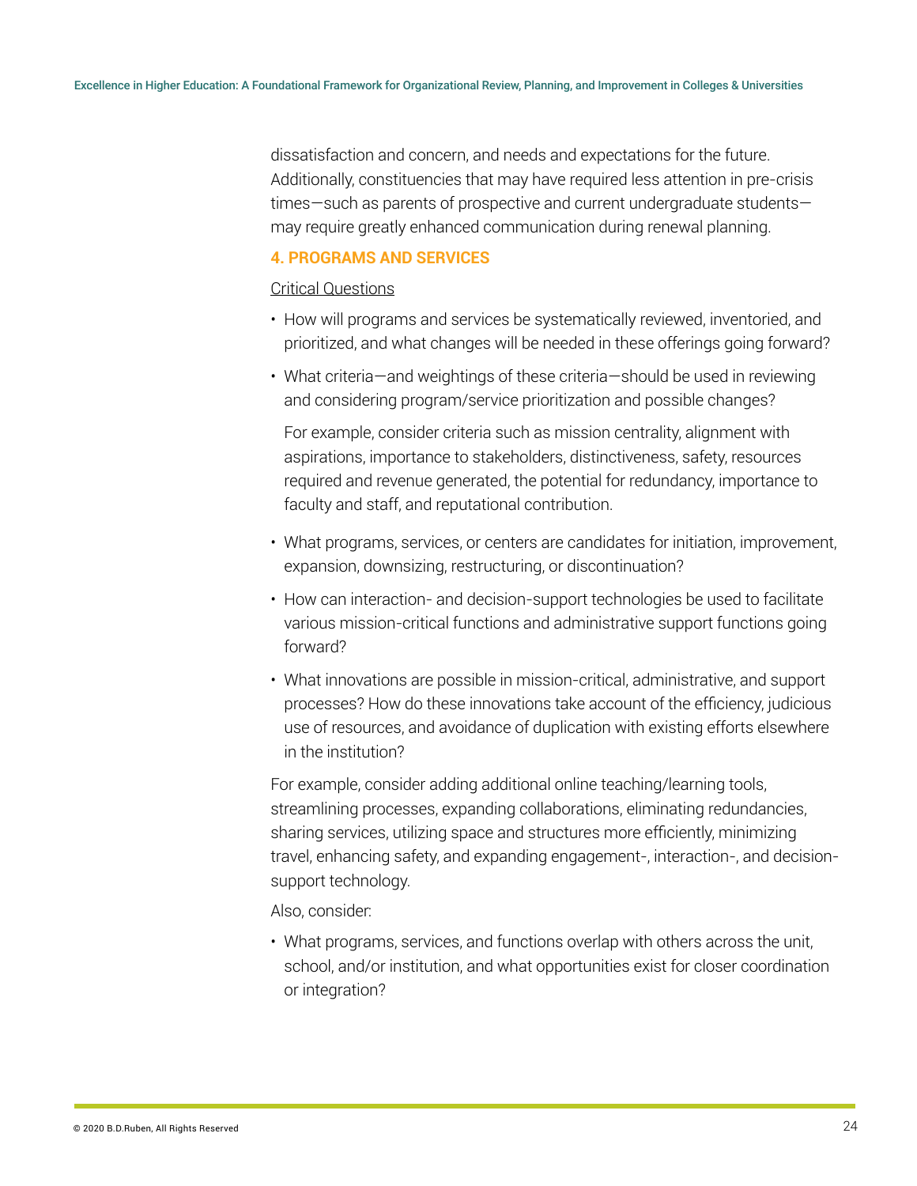dissatisfaction and concern, and needs and expectations for the future. Additionally, constituencies that may have required less attention in pre-crisis times—such as parents of prospective and current undergraduate students—may require greatly enhanced communication during renewal planning.

### 4. PROGRAMS AND SERVICES

<u>Critical Questions</u>

- How will programs and services be systematically reviewed, inventoried, and prioritized, and what changes will be needed in these offerings going forward?
- What criteria—and weightings of these criteria—should be used in reviewing and considering program/service prioritization and possible changes?

  For example, consider criteria such as mission centrality, alignment with aspirations, importance to stakeholders, distinctiveness, safety, resources required and revenue generated, the potential for redundancy, importance to faculty and staff, and reputational contribution.

- What programs, services, or centers are candidates for initiation, improvement, expansion, downsizing, restructuring, or discontinuation?
- How can interaction- and decision-support technologies be used to facilitate various mission-critical functions and administrative support functions going forward?
- What innovations are possible in mission-critical, administrative, and support processes? How do these innovations take account of the efficiency, judicious use of resources, and avoidance of duplication with existing efforts elsewhere in the institution?

For example, consider adding additional online teaching/learning tools, streamlining processes, expanding collaborations, eliminating redundancies, sharing services, utilizing space and structures more efficiently, minimizing travel, enhancing safety, and expanding engagement-, interaction-, and decision-support technology.

Also, consider:

- What programs, services, and functions overlap with others across the unit, school, and/or institution, and what opportunities exist for closer coordination or integration?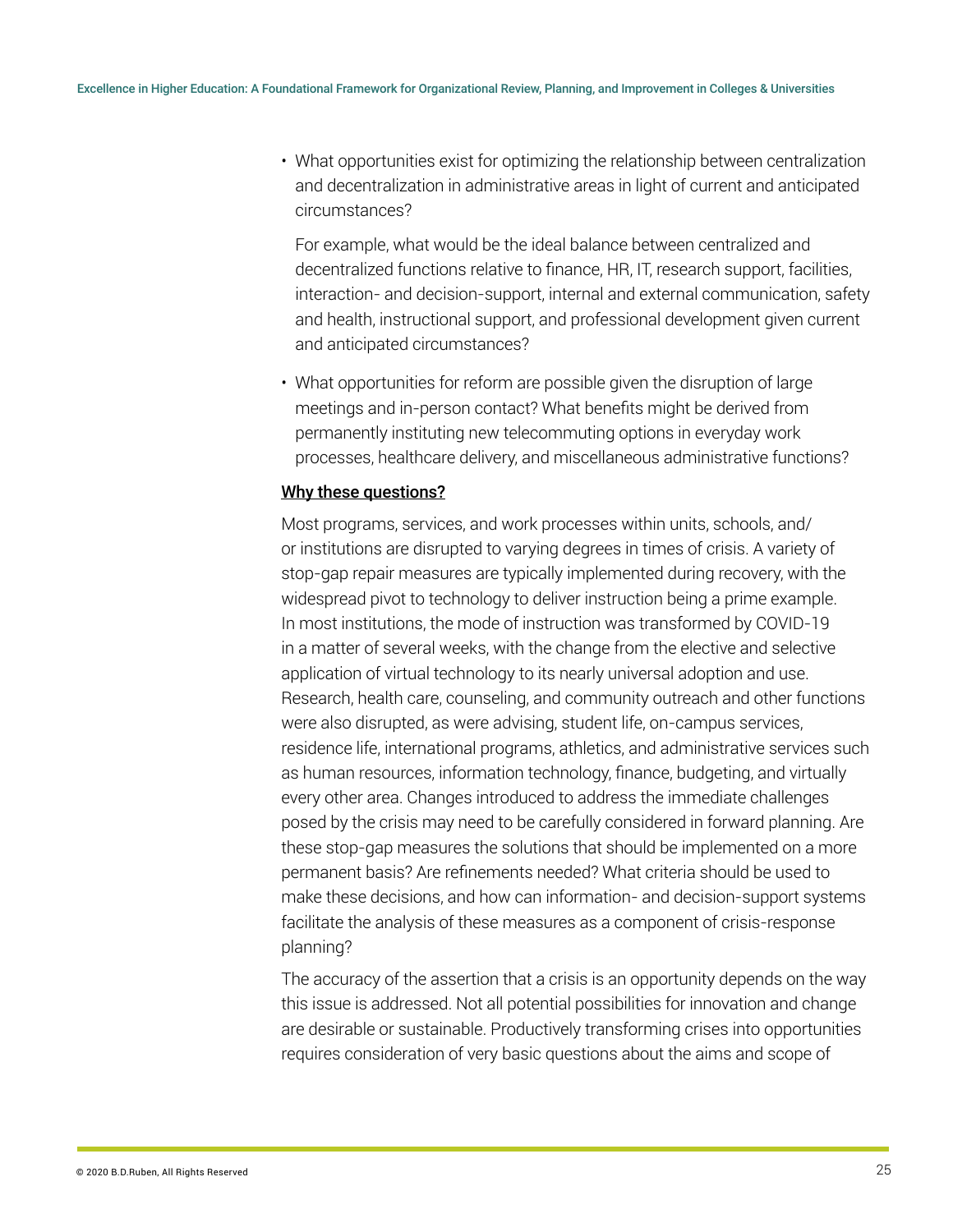- What opportunities exist for optimizing the relationship between centralization and decentralization in administrative areas in light of current and anticipated circumstances?

  For example, what would be the ideal balance between centralized and decentralized functions relative to finance, HR, IT, research support, facilities, interaction- and decision-support, internal and external communication, safety and health, instructional support, and professional development given current and anticipated circumstances?

- What opportunities for reform are possible given the disruption of large meetings and in-person contact? What benefits might be derived from permanently instituting new telecommuting options in everyday work processes, healthcare delivery, and miscellaneous administrative functions?

**Why these questions?**

Most programs, services, and work processes within units, schools, and/or institutions are disrupted to varying degrees in times of crisis. A variety of stop-gap repair measures are typically implemented during recovery, with the widespread pivot to technology to deliver instruction being a prime example. In most institutions, the mode of instruction was transformed by COVID-19 in a matter of several weeks, with the change from the elective and selective application of virtual technology to its nearly universal adoption and use. Research, health care, counseling, and community outreach and other functions were also disrupted, as were advising, student life, on-campus services, residence life, international programs, athletics, and administrative services such as human resources, information technology, finance, budgeting, and virtually every other area. Changes introduced to address the immediate challenges posed by the crisis may need to be carefully considered in forward planning. Are these stop-gap measures the solutions that should be implemented on a more permanent basis? Are refinements needed? What criteria should be used to make these decisions, and how can information- and decision-support systems facilitate the analysis of these measures as a component of crisis-response planning?

The accuracy of the assertion that a crisis is an opportunity depends on the way this issue is addressed. Not all potential possibilities for innovation and change are desirable or sustainable. Productively transforming crises into opportunities requires consideration of very basic questions about the aims and scope of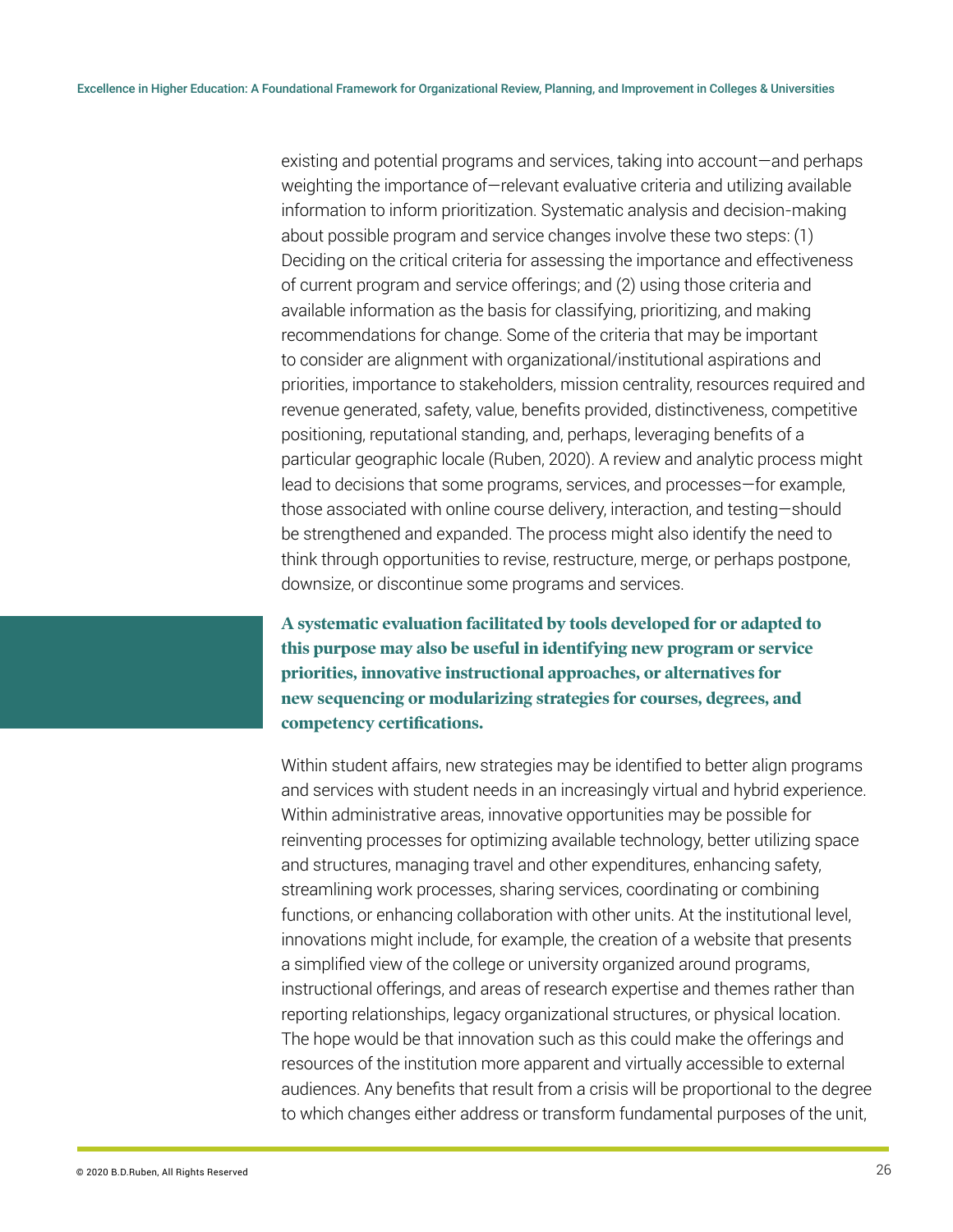existing and potential programs and services, taking into account—and perhaps weighting the importance of—relevant evaluative criteria and utilizing available information to inform prioritization. Systematic analysis and decision-making about possible program and service changes involve these two steps: (1) Deciding on the critical criteria for assessing the importance and effectiveness of current program and service offerings; and (2) using those criteria and available information as the basis for classifying, prioritizing, and making recommendations for change. Some of the criteria that may be important to consider are alignment with organizational/institutional aspirations and priorities, importance to stakeholders, mission centrality, resources required and revenue generated, safety, value, benefits provided, distinctiveness, competitive positioning, reputational standing, and, perhaps, leveraging benefits of a particular geographic locale (Ruben, 2020). A review and analytic process might lead to decisions that some programs, services, and processes—for example, those associated with online course delivery, interaction, and testing—should be strengthened and expanded. The process might also identify the need to think through opportunities to revise, restructure, merge, or perhaps postpone, downsize, or discontinue some programs and services.

**A systematic evaluation facilitated by tools developed for or adapted to this purpose may also be useful in identifying new program or service priorities, innovative instructional approaches, or alternatives for new sequencing or modularizing strategies for courses, degrees, and competency certifications.**

Within student affairs, new strategies may be identified to better align programs and services with student needs in an increasingly virtual and hybrid experience. Within administrative areas, innovative opportunities may be possible for reinventing processes for optimizing available technology, better utilizing space and structures, managing travel and other expenditures, enhancing safety, streamlining work processes, sharing services, coordinating or combining functions, or enhancing collaboration with other units. At the institutional level, innovations might include, for example, the creation of a website that presents a simplified view of the college or university organized around programs, instructional offerings, and areas of research expertise and themes rather than reporting relationships, legacy organizational structures, or physical location. The hope would be that innovation such as this could make the offerings and resources of the institution more apparent and virtually accessible to external audiences. Any benefits that result from a crisis will be proportional to the degree to which changes either address or transform fundamental purposes of the unit,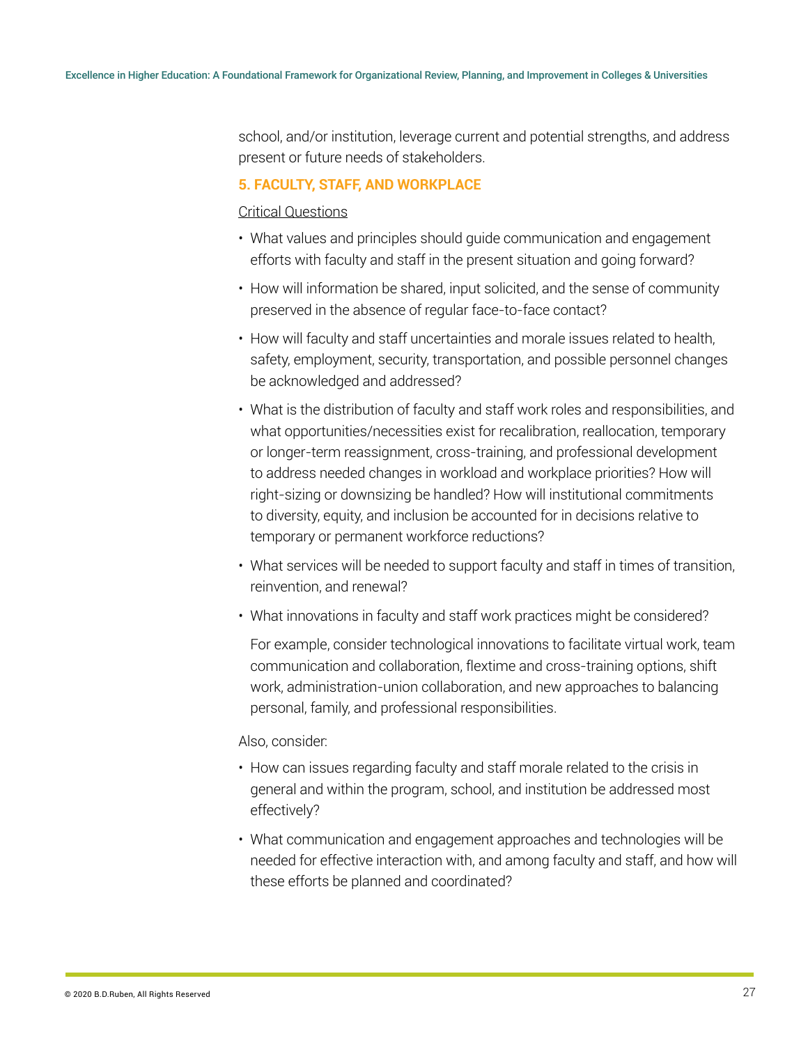school, and/or institution, leverage current and potential strengths, and address present or future needs of stakeholders.

### 5. FACULTY, STAFF, AND WORKPLACE

Critical Questions

- What values and principles should guide communication and engagement efforts with faculty and staff in the present situation and going forward?
- How will information be shared, input solicited, and the sense of community preserved in the absence of regular face-to-face contact?
- How will faculty and staff uncertainties and morale issues related to health, safety, employment, security, transportation, and possible personnel changes be acknowledged and addressed?
- What is the distribution of faculty and staff work roles and responsibilities, and what opportunities/necessities exist for recalibration, reallocation, temporary or longer-term reassignment, cross-training, and professional development to address needed changes in workload and workplace priorities? How will right-sizing or downsizing be handled? How will institutional commitments to diversity, equity, and inclusion be accounted for in decisions relative to temporary or permanent workforce reductions?
- What services will be needed to support faculty and staff in times of transition, reinvention, and renewal?
- What innovations in faculty and staff work practices might be considered?

  For example, consider technological innovations to facilitate virtual work, team communication and collaboration, flextime and cross-training options, shift work, administration-union collaboration, and new approaches to balancing personal, family, and professional responsibilities.

Also, consider:

- How can issues regarding faculty and staff morale related to the crisis in general and within the program, school, and institution be addressed most effectively?
- What communication and engagement approaches and technologies will be needed for effective interaction with, and among faculty and staff, and how will these efforts be planned and coordinated?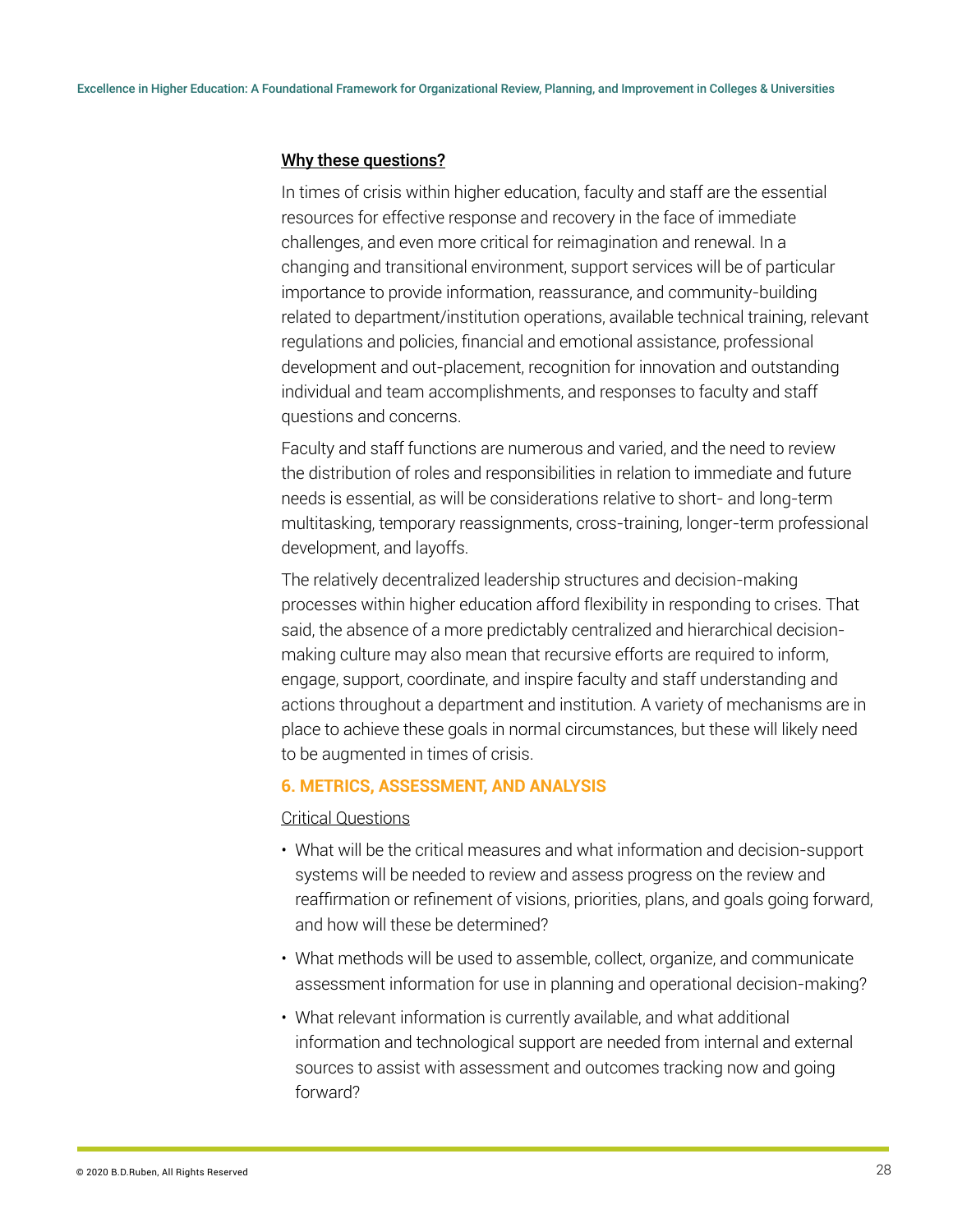**Why these questions?**

In times of crisis within higher education, faculty and staff are the essential resources for effective response and recovery in the face of immediate challenges, and even more critical for reimagination and renewal. In a changing and transitional environment, support services will be of particular importance to provide information, reassurance, and community-building related to department/institution operations, available technical training, relevant regulations and policies, financial and emotional assistance, professional development and out-placement, recognition for innovation and outstanding individual and team accomplishments, and responses to faculty and staff questions and concerns.

Faculty and staff functions are numerous and varied, and the need to review the distribution of roles and responsibilities in relation to immediate and future needs is essential, as will be considerations relative to short- and long-term multitasking, temporary reassignments, cross-training, longer-term professional development, and layoffs.

The relatively decentralized leadership structures and decision-making processes within higher education afford flexibility in responding to crises. That said, the absence of a more predictably centralized and hierarchical decision-making culture may also mean that recursive efforts are required to inform, engage, support, coordinate, and inspire faculty and staff understanding and actions throughout a department and institution. A variety of mechanisms are in place to achieve these goals in normal circumstances, but these will likely need to be augmented in times of crisis.

## 6. METRICS, ASSESSMENT, AND ANALYSIS

Critical Questions

- What will be the critical measures and what information and decision-support systems will be needed to review and assess progress on the review and reaffirmation or refinement of visions, priorities, plans, and goals going forward, and how will these be determined?
- What methods will be used to assemble, collect, organize, and communicate assessment information for use in planning and operational decision-making?
- What relevant information is currently available, and what additional information and technological support are needed from internal and external sources to assist with assessment and outcomes tracking now and going forward?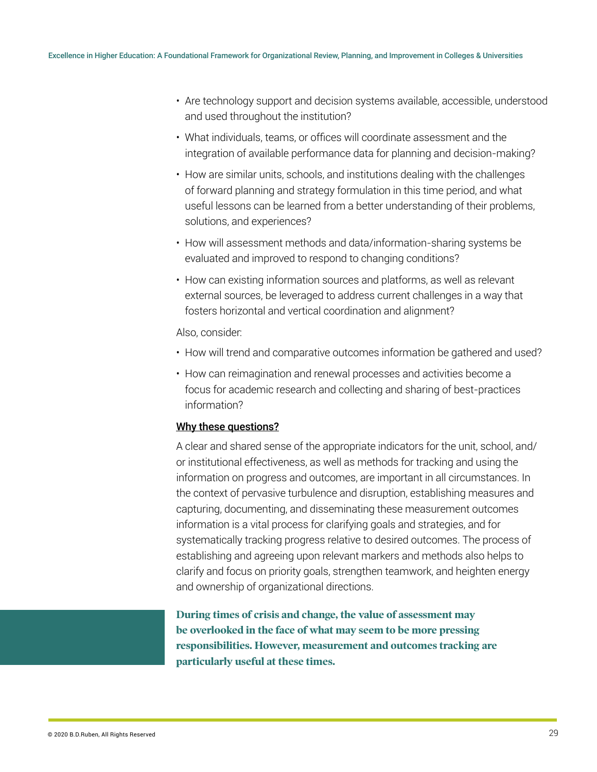- Are technology support and decision systems available, accessible, understood and used throughout the institution?
- What individuals, teams, or offices will coordinate assessment and the integration of available performance data for planning and decision-making?
- How are similar units, schools, and institutions dealing with the challenges of forward planning and strategy formulation in this time period, and what useful lessons can be learned from a better understanding of their problems, solutions, and experiences?
- How will assessment methods and data/information-sharing systems be evaluated and improved to respond to changing conditions?
- How can existing information sources and platforms, as well as relevant external sources, be leveraged to address current challenges in a way that fosters horizontal and vertical coordination and alignment?

Also, consider:

- How will trend and comparative outcomes information be gathered and used?
- How can reimagination and renewal processes and activities become a focus for academic research and collecting and sharing of best-practices information?

**Why these questions?**

A clear and shared sense of the appropriate indicators for the unit, school, and/or institutional effectiveness, as well as methods for tracking and using the information on progress and outcomes, are important in all circumstances. In the context of pervasive turbulence and disruption, establishing measures and capturing, documenting, and disseminating these measurement outcomes information is a vital process for clarifying goals and strategies, and for systematically tracking progress relative to desired outcomes. The process of establishing and agreeing upon relevant markers and methods also helps to clarify and focus on priority goals, strengthen teamwork, and heighten energy and ownership of organizational directions.

**During times of crisis and change, the value of assessment may be overlooked in the face of what may seem to be more pressing responsibilities. However, measurement and outcomes tracking are particularly useful at these times.**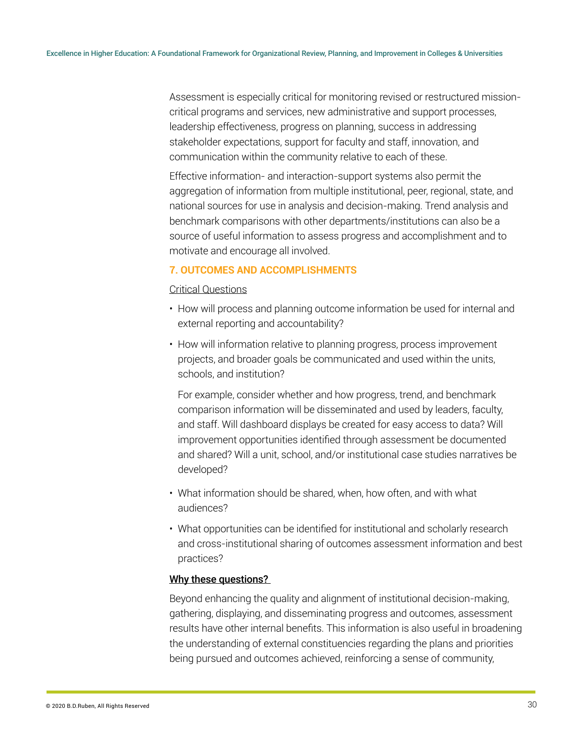Assessment is especially critical for monitoring revised or restructured mission-critical programs and services, new administrative and support processes, leadership effectiveness, progress on planning, success in addressing stakeholder expectations, support for faculty and staff, innovation, and communication within the community relative to each of these.

Effective information- and interaction-support systems also permit the aggregation of information from multiple institutional, peer, regional, state, and national sources for use in analysis and decision-making. Trend analysis and benchmark comparisons with other departments/institutions can also be a source of useful information to assess progress and accomplishment and to motivate and encourage all involved.

### 7. OUTCOMES AND ACCOMPLISHMENTS

Critical Questions

- How will process and planning outcome information be used for internal and external reporting and accountability?
- How will information relative to planning progress, process improvement projects, and broader goals be communicated and used within the units, schools, and institution?

  For example, consider whether and how progress, trend, and benchmark comparison information will be disseminated and used by leaders, faculty, and staff. Will dashboard displays be created for easy access to data? Will improvement opportunities identified through assessment be documented and shared? Will a unit, school, and/or institutional case studies narratives be developed?

- What information should be shared, when, how often, and with what audiences?
- What opportunities can be identified for institutional and scholarly research and cross-institutional sharing of outcomes assessment information and best practices?

**Why these questions?**

Beyond enhancing the quality and alignment of institutional decision-making, gathering, displaying, and disseminating progress and outcomes, assessment results have other internal benefits. This information is also useful in broadening the understanding of external constituencies regarding the plans and priorities being pursued and outcomes achieved, reinforcing a sense of community,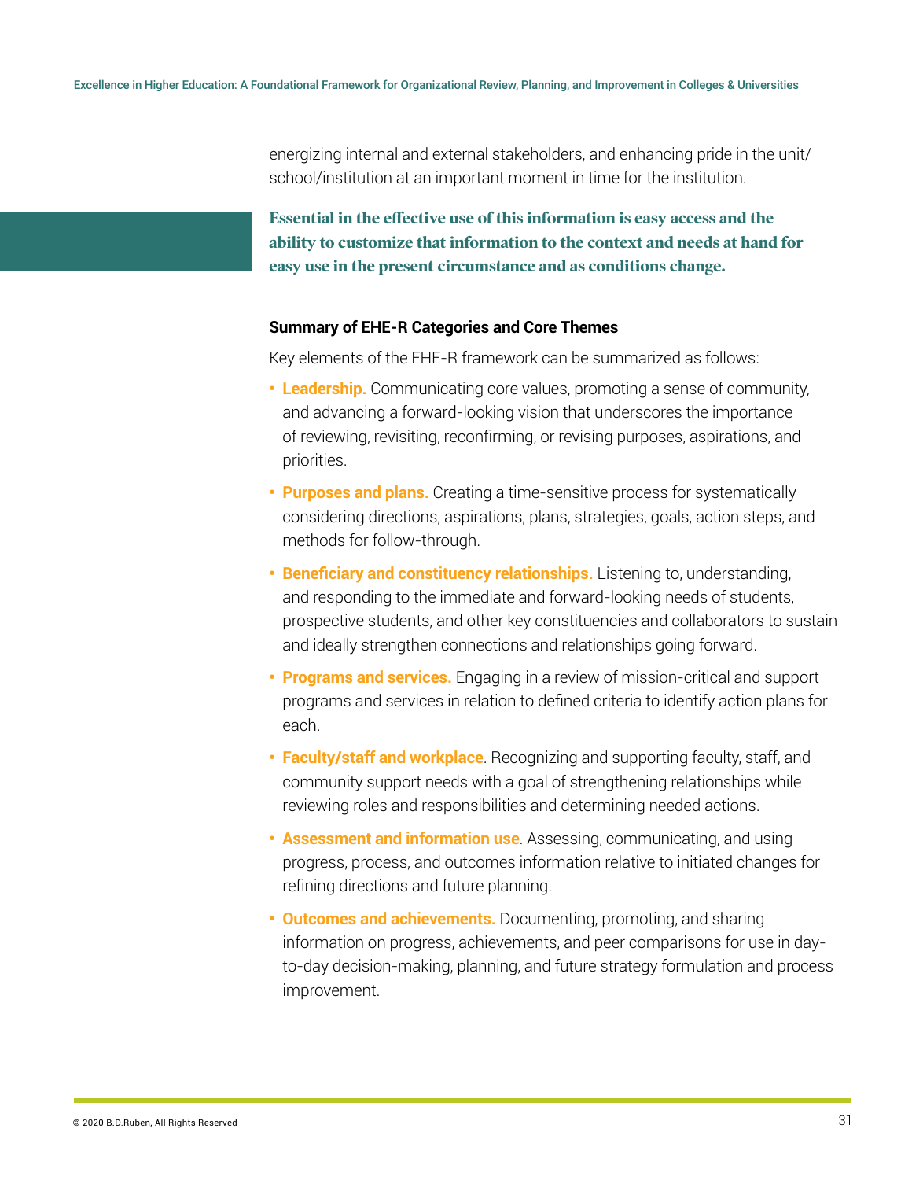energizing internal and external stakeholders, and enhancing pride in the unit/school/institution at an important moment in time for the institution.

**Essential in the effective use of this information is easy access and the ability to customize that information to the context and needs at hand for easy use in the present circumstance and as conditions change.**

### Summary of EHE-R Categories and Core Themes

Key elements of the EHE-R framework can be summarized as follows:

- **Leadership.** Communicating core values, promoting a sense of community, and advancing a forward-looking vision that underscores the importance of reviewing, revisiting, reconfirming, or revising purposes, aspirations, and priorities.
- **Purposes and plans.** Creating a time-sensitive process for systematically considering directions, aspirations, plans, strategies, goals, action steps, and methods for follow-through.
- **Beneficiary and constituency relationships.** Listening to, understanding, and responding to the immediate and forward-looking needs of students, prospective students, and other key constituencies and collaborators to sustain and ideally strengthen connections and relationships going forward.
- **Programs and services.** Engaging in a review of mission-critical and support programs and services in relation to defined criteria to identify action plans for each.
- **Faculty/staff and workplace**. Recognizing and supporting faculty, staff, and community support needs with a goal of strengthening relationships while reviewing roles and responsibilities and determining needed actions.
- **Assessment and information use**. Assessing, communicating, and using progress, process, and outcomes information relative to initiated changes for refining directions and future planning.
- **Outcomes and achievements.** Documenting, promoting, and sharing information on progress, achievements, and peer comparisons for use in day-to-day decision-making, planning, and future strategy formulation and process improvement.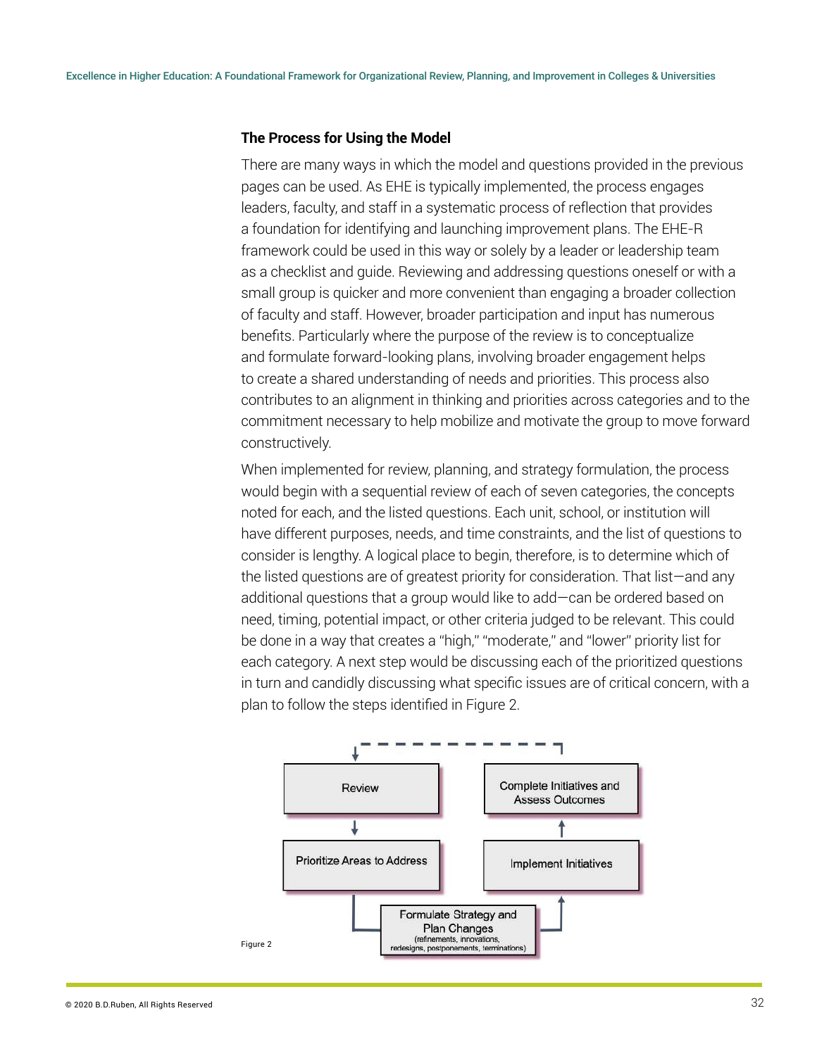### The Process for Using the Model

There are many ways in which the model and questions provided in the previous pages can be used. As EHE is typically implemented, the process engages leaders, faculty, and staff in a systematic process of reflection that provides a foundation for identifying and launching improvement plans. The EHE-R framework could be used in this way or solely by a leader or leadership team as a checklist and guide. Reviewing and addressing questions oneself or with a small group is quicker and more convenient than engaging a broader collection of faculty and staff. However, broader participation and input has numerous benefits. Particularly where the purpose of the review is to conceptualize and formulate forward-looking plans, involving broader engagement helps to create a shared understanding of needs and priorities. This process also contributes to an alignment in thinking and priorities across categories and to the commitment necessary to help mobilize and motivate the group to move forward constructively.

When implemented for review, planning, and strategy formulation, the process would begin with a sequential review of each of seven categories, the concepts noted for each, and the listed questions. Each unit, school, or institution will have different purposes, needs, and time constraints, and the list of questions to consider is lengthy. A logical place to begin, therefore, is to determine which of the listed questions are of greatest priority for consideration. That list—and any additional questions that a group would like to add—can be ordered based on need, timing, potential impact, or other criteria judged to be relevant. This could be done in a way that creates a "high," "moderate," and "lower" priority list for each category. A next step would be discussing each of the prioritized questions in turn and candidly discussing what specific issues are of critical concern, with a plan to follow the steps identified in Figure 2.

Review → Prioritize Areas to Address → Formulate Strategy and Plan Changes (refinements, innovations, redesigns, postponements, terminations) → Implement Initiatives → Complete Initiatives and Assess Outcomes → (back to) Review

Figure 2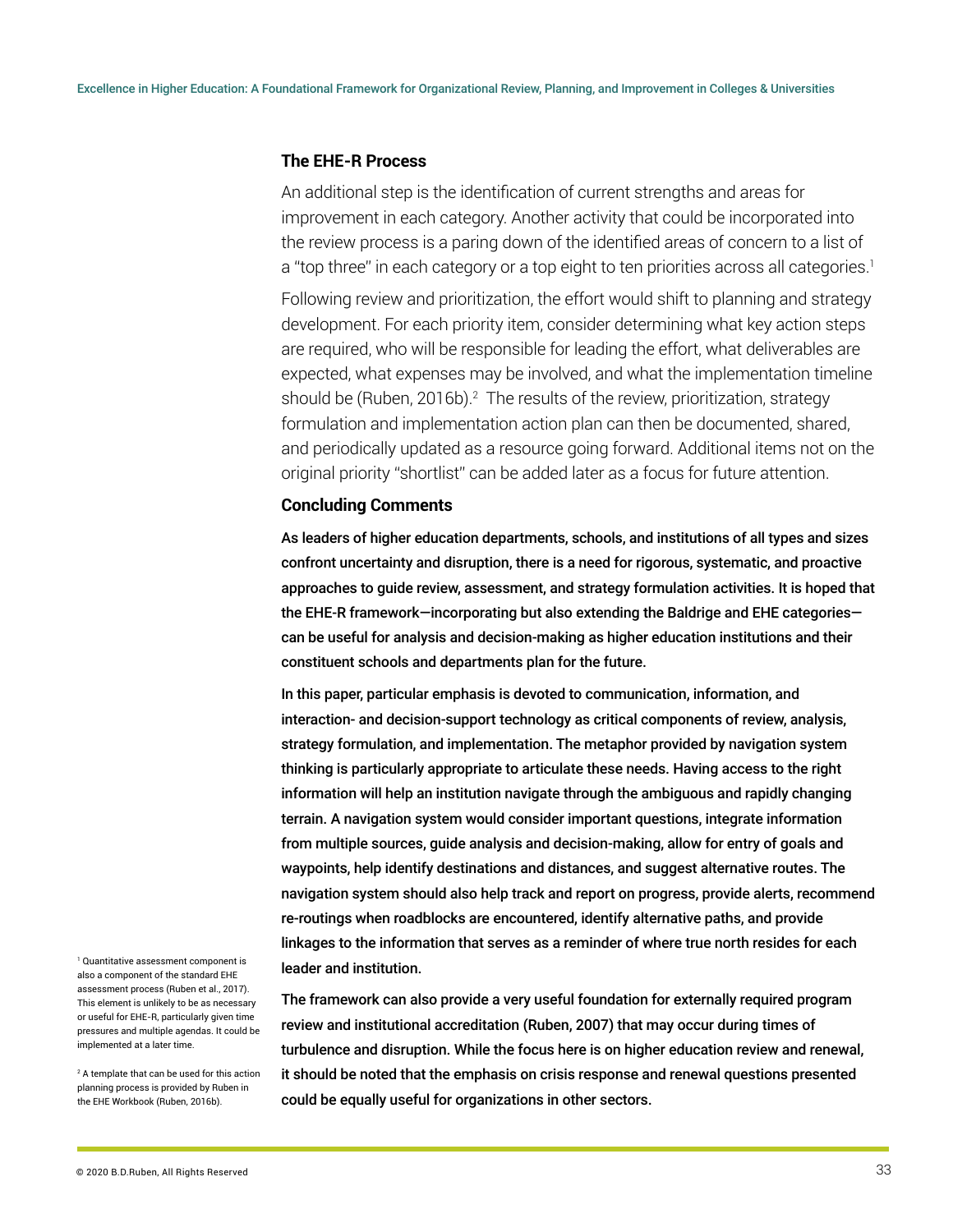### The EHE-R Process

An additional step is the identification of current strengths and areas for improvement in each category. Another activity that could be incorporated into the review process is a paring down of the identified areas of concern to a list of a "top three" in each category or a top eight to ten priorities across all categories.[1]

Following review and prioritization, the effort would shift to planning and strategy development. For each priority item, consider determining what key action steps are required, who will be responsible for leading the effort, what deliverables are expected, what expenses may be involved, and what the implementation timeline should be (Ruben, 2016b).[2] The results of the review, prioritization, strategy formulation and implementation action plan can then be documented, shared, and periodically updated as a resource going forward. Additional items not on the original priority "shortlist" can be added later as a focus for future attention.

### Concluding Comments

As leaders of higher education departments, schools, and institutions of all types and sizes confront uncertainty and disruption, there is a need for rigorous, systematic, and proactive approaches to guide review, assessment, and strategy formulation activities. It is hoped that the EHE-R framework—incorporating but also extending the Baldrige and EHE categories—can be useful for analysis and decision-making as higher education institutions and their constituent schools and departments plan for the future.

In this paper, particular emphasis is devoted to communication, information, and interaction- and decision-support technology as critical components of review, analysis, strategy formulation, and implementation. The metaphor provided by navigation system thinking is particularly appropriate to articulate these needs. Having access to the right information will help an institution navigate through the ambiguous and rapidly changing terrain. A navigation system would consider important questions, integrate information from multiple sources, guide analysis and decision-making, allow for entry of goals and waypoints, help identify destinations and distances, and suggest alternative routes. The navigation system should also help track and report on progress, provide alerts, recommend re-routings when roadblocks are encountered, identify alternative paths, and provide linkages to the information that serves as a reminder of where true north resides for each leader and institution.

The framework can also provide a very useful foundation for externally required program review and institutional accreditation (Ruben, 2007) that may occur during times of turbulence and disruption. While the focus here is on higher education review and renewal, it should be noted that the emphasis on crisis response and renewal questions presented could be equally useful for organizations in other sectors.

---

[1] Quantitative assessment component is also a component of the standard EHE assessment process (Ruben et al., 2017). This element is unlikely to be as necessary or useful for EHE-R, particularly given time pressures and multiple agendas. It could be implemented at a later time.

[2] A template that can be used for this action planning process is provided by Ruben in the EHE Workbook (Ruben, 2016b).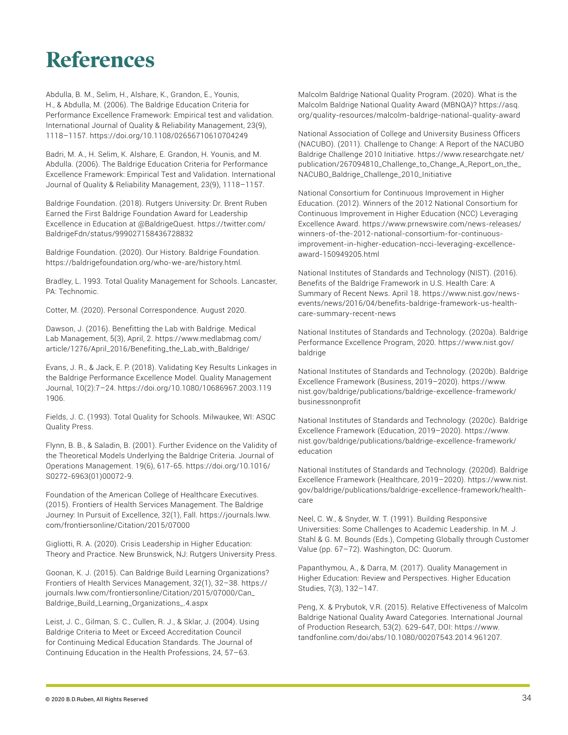# References

Abdulla, B. M., Selim, H., Alshare, K., Grandon, E., Younis, H., & Abdulla, M. (2006). The Baldrige Education Criteria for Performance Excellence Framework: Empirical test and validation. International Journal of Quality & Reliability Management, 23(9), 1118–1157. https://doi.org/10.1108/02656710610704249

Badri, M. A., H. Selim, K. Alshare, E. Grandon, H. Younis, and M. Abdulla. (2006). The Baldrige Education Criteria for Performance Excellence Framework: Empirical Test and Validation. International Journal of Quality & Reliability Management, 23(9), 1118–1157.

Baldrige Foundation. (2018). Rutgers University: Dr. Brent Ruben Earned the First Baldrige Foundation Award for Leadership Excellence in Education at @BaldrigeQuest. https://twitter.com/BaldrigeFdn/status/999027158436728832

Baldrige Foundation. (2020). Our History. Baldrige Foundation. https://baldrigefoundation.org/who-we-are/history.html.

Bradley, L. 1993. Total Quality Management for Schools. Lancaster, PA: Technomic.

Cotter, M. (2020). Personal Correspondence. August 2020.

Dawson, J. (2016). Benefitting the Lab with Baldrige. Medical Lab Management, 5(3), April, 2. https://www.medlabmag.com/article/1276/April_2016/Benefiting_the_Lab_with_Baldrige/

Evans, J. R., & Jack, E. P. (2018). Validating Key Results Linkages in the Baldrige Performance Excellence Model. Quality Management Journal, 10(2):7–24. https://doi.org/10.1080/10686967.2003.1191906.

Fields, J. C. (1993). Total Quality for Schools. Milwaukee, WI: ASQC Quality Press.

Flynn, B. B., & Saladin, B. (2001). Further Evidence on the Validity of the Theoretical Models Underlying the Baldrige Criteria. Journal of Operations Management. 19(6), 617-65. https://doi.org/10.1016/S0272-6963(01)00072-9.

Foundation of the American College of Healthcare Executives. (2015). Frontiers of Health Services Management. The Baldrige Journey: In Pursuit of Excellence, 32(1), Fall. https://journals.lww.com/frontiersonline/Citation/2015/07000

Gigliotti, R. A. (2020). Crisis Leadership in Higher Education: Theory and Practice. New Brunswick, NJ: Rutgers University Press.

Goonan, K. J. (2015). Can Baldrige Build Learning Organizations? Frontiers of Health Services Management, 32(1), 32–38. https://journals.lww.com/frontiersonline/Citation/2015/07000/Can_Baldrige_Build_Learning_Organizations_.4.aspx

Leist, J. C., Gilman, S. C., Cullen, R. J., & Sklar, J. (2004). Using Baldrige Criteria to Meet or Exceed Accreditation Council for Continuing Medical Education Standards. The Journal of Continuing Education in the Health Professions, 24, 57–63.

Malcolm Baldrige National Quality Program. (2020). What is the Malcolm Baldrige National Quality Award (MBNQA)? https://asq.org/quality-resources/malcolm-baldrige-national-quality-award

National Association of College and University Business Officers (NACUBO). (2011). Challenge to Change: A Report of the NACUBO Baldrige Challenge 2010 Initiative. https://www.researchgate.net/publication/267094810_Challenge_to_Change_A_Report_on_the_NACUBO_Baldrige_Challenge_2010_Initiative

National Consortium for Continuous Improvement in Higher Education. (2012). Winners of the 2012 National Consortium for Continuous Improvement in Higher Education (NCC) Leveraging Excellence Award. https://www.prnewswire.com/news-releases/winners-of-the-2012-national-consortium-for-continuous-improvement-in-higher-education-ncci-leveraging-excellence-award-150949205.html

National Institutes of Standards and Technology (NIST). (2016). Benefits of the Baldrige Framework in U.S. Health Care: A Summary of Recent News. April 18. https://www.nist.gov/news-events/news/2016/04/benefits-baldrige-framework-us-health-care-summary-recent-news

National Institutes of Standards and Technology. (2020a). Baldrige Performance Excellence Program, 2020. https://www.nist.gov/baldrige

National Institutes of Standards and Technology. (2020b). Baldrige Excellence Framework (Business, 2019–2020). https://www.nist.gov/baldrige/publications/baldrige-excellence-framework/businessnonprofit

National Institutes of Standards and Technology. (2020c). Baldrige Excellence Framework (Education, 2019–2020). https://www.nist.gov/baldrige/publications/baldrige-excellence-framework/education

National Institutes of Standards and Technology. (2020d). Baldrige Excellence Framework (Healthcare, 2019–2020). https://www.nist.gov/baldrige/publications/baldrige-excellence-framework/health-care

Neel, C. W., & Snyder, W. T. (1991). Building Responsive Universities: Some Challenges to Academic Leadership. In M. J. Stahl & G. M. Bounds (Eds.), Competing Globally through Customer Value (pp. 67–72). Washington, DC: Quorum.

Papanthymou, A., & Darra, M. (2017). Quality Management in Higher Education: Review and Perspectives. Higher Education Studies, 7(3), 132–147.

Peng, X. & Prybutok, V.R. (2015). Relative Effectiveness of Malcolm Baldrige National Quality Award Categories. International Journal of Production Research, 53(2). 629-647, DOI: https://www.tandfonline.com/doi/abs/10.1080/00207543.2014.961207.

© 2020 B.D.Ruben, All Rights Reserved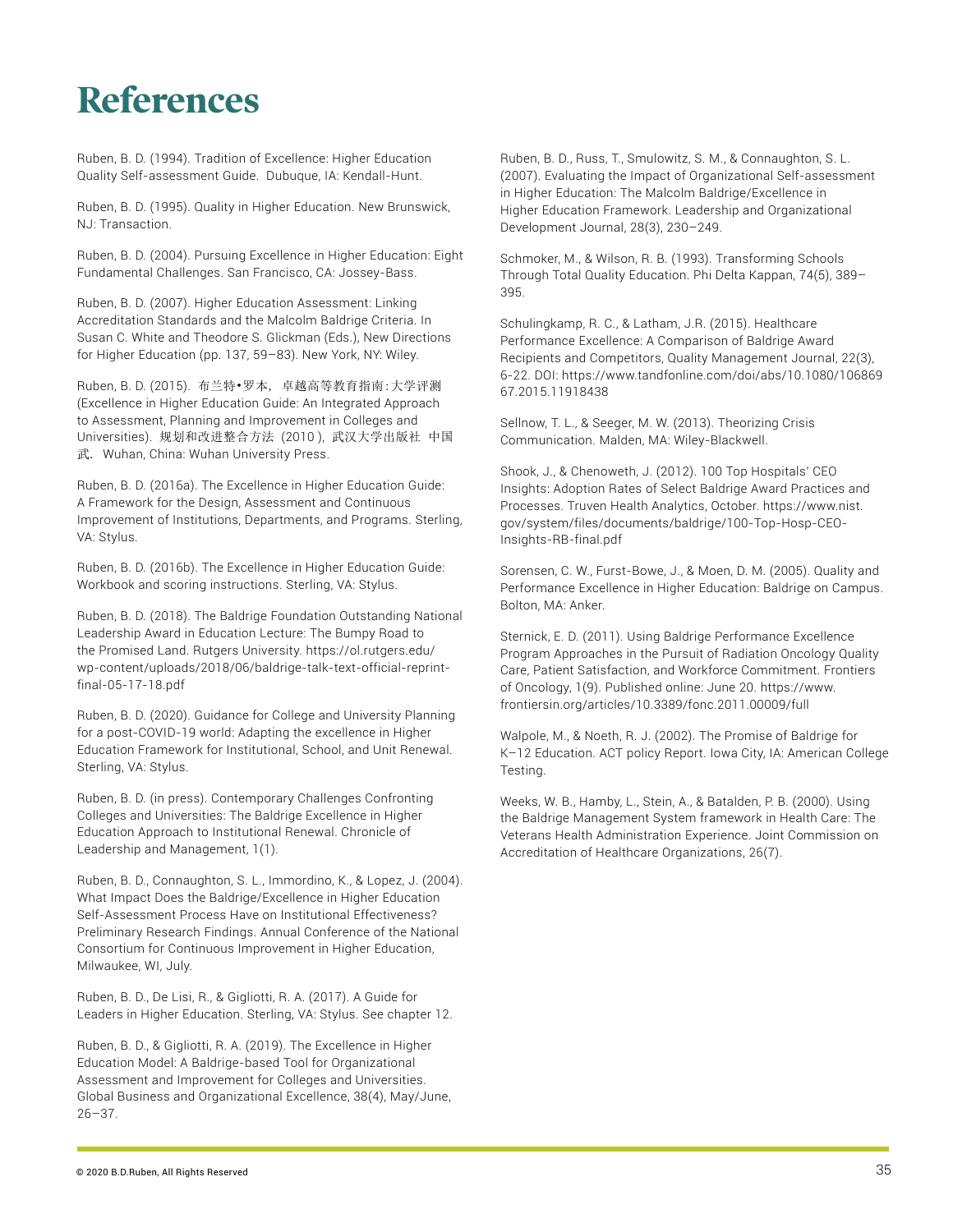# References

Ruben, B. D. (1994). Tradition of Excellence: Higher Education Quality Self-assessment Guide. Dubuque, IA: Kendall-Hunt.

Ruben, B. D. (1995). Quality in Higher Education. New Brunswick, NJ: Transaction.

Ruben, B. D. (2004). Pursuing Excellence in Higher Education: Eight Fundamental Challenges. San Francisco, CA: Jossey-Bass.

Ruben, B. D. (2007). Higher Education Assessment: Linking Accreditation Standards and the Malcolm Baldrige Criteria. In Susan C. White and Theodore S. Glickman (Eds.), New Directions for Higher Education (pp. 137, 59–83). New York, NY: Wiley.

Ruben, B. D. (2015). 布兰特•罗本，卓越高等教育指南：大学评测 (Excellence in Higher Education Guide: An Integrated Approach to Assessment, Planning and Improvement in Colleges and Universities). 规划和改进整合方法（2010），武汉大学出版社 中国武. Wuhan, China: Wuhan University Press.

Ruben, B. D. (2016a). The Excellence in Higher Education Guide: A Framework for the Design, Assessment and Continuous Improvement of Institutions, Departments, and Programs. Sterling, VA: Stylus.

Ruben, B. D. (2016b). The Excellence in Higher Education Guide: Workbook and scoring instructions. Sterling, VA: Stylus.

Ruben, B. D. (2018). The Baldrige Foundation Outstanding National Leadership Award in Education Lecture: The Bumpy Road to the Promised Land. Rutgers University. https://ol.rutgers.edu/wp-content/uploads/2018/06/baldrige-talk-text-official-reprint-final-05-17-18.pdf

Ruben, B. D. (2020). Guidance for College and University Planning for a post-COVID-19 world: Adapting the excellence in Higher Education Framework for Institutional, School, and Unit Renewal. Sterling, VA: Stylus.

Ruben, B. D. (in press). Contemporary Challenges Confronting Colleges and Universities: The Baldrige Excellence in Higher Education Approach to Institutional Renewal. Chronicle of Leadership and Management, 1(1).

Ruben, B. D., Connaughton, S. L., Immordino, K., & Lopez, J. (2004). What Impact Does the Baldrige/Excellence in Higher Education Self-Assessment Process Have on Institutional Effectiveness? Preliminary Research Findings. Annual Conference of the National Consortium for Continuous Improvement in Higher Education, Milwaukee, WI, July.

Ruben, B. D., De Lisi, R., & Gigliotti, R. A. (2017). A Guide for Leaders in Higher Education. Sterling, VA: Stylus. See chapter 12.

Ruben, B. D., & Gigliotti, R. A. (2019). The Excellence in Higher Education Model: A Baldrige-based Tool for Organizational Assessment and Improvement for Colleges and Universities. Global Business and Organizational Excellence, 38(4), May/June, 26–37.

Ruben, B. D., Russ, T., Smulowitz, S. M., & Connaughton, S. L. (2007). Evaluating the Impact of Organizational Self-assessment in Higher Education: The Malcolm Baldrige/Excellence in Higher Education Framework. Leadership and Organizational Development Journal, 28(3), 230–249.

Schmoker, M., & Wilson, R. B. (1993). Transforming Schools Through Total Quality Education. Phi Delta Kappan, 74(5), 389–395.

Schulingkamp, R. C., & Latham, J.R. (2015). Healthcare Performance Excellence: A Comparison of Baldrige Award Recipients and Competitors, Quality Management Journal, 22(3), 6-22. DOI: https://www.tandfonline.com/doi/abs/10.1080/10686967.2015.11918438

Sellnow, T. L., & Seeger, M. W. (2013). Theorizing Crisis Communication. Malden, MA: Wiley-Blackwell.

Shook, J., & Chenoweth, J. (2012). 100 Top Hospitals' CEO Insights: Adoption Rates of Select Baldrige Award Practices and Processes. Truven Health Analytics, October. https://www.nist.gov/system/files/documents/baldrige/100-Top-Hosp-CEO-Insights-RB-final.pdf

Sorensen, C. W., Furst-Bowe, J., & Moen, D. M. (2005). Quality and Performance Excellence in Higher Education: Baldrige on Campus. Bolton, MA: Anker.

Sternick, E. D. (2011). Using Baldrige Performance Excellence Program Approaches in the Pursuit of Radiation Oncology Quality Care, Patient Satisfaction, and Workforce Commitment. Frontiers of Oncology, 1(9). Published online: June 20. https://www.frontiersin.org/articles/10.3389/fonc.2011.00009/full

Walpole, M., & Noeth, R. J. (2002). The Promise of Baldrige for K–12 Education. ACT policy Report. Iowa City, IA: American College Testing.

Weeks, W. B., Hamby, L., Stein, A., & Batalden, P. B. (2000). Using the Baldrige Management System framework in Health Care: The Veterans Health Administration Experience. Joint Commission on Accreditation of Healthcare Organizations, 26(7).

© 2020 B.D.Ruben, All Rights Reserved